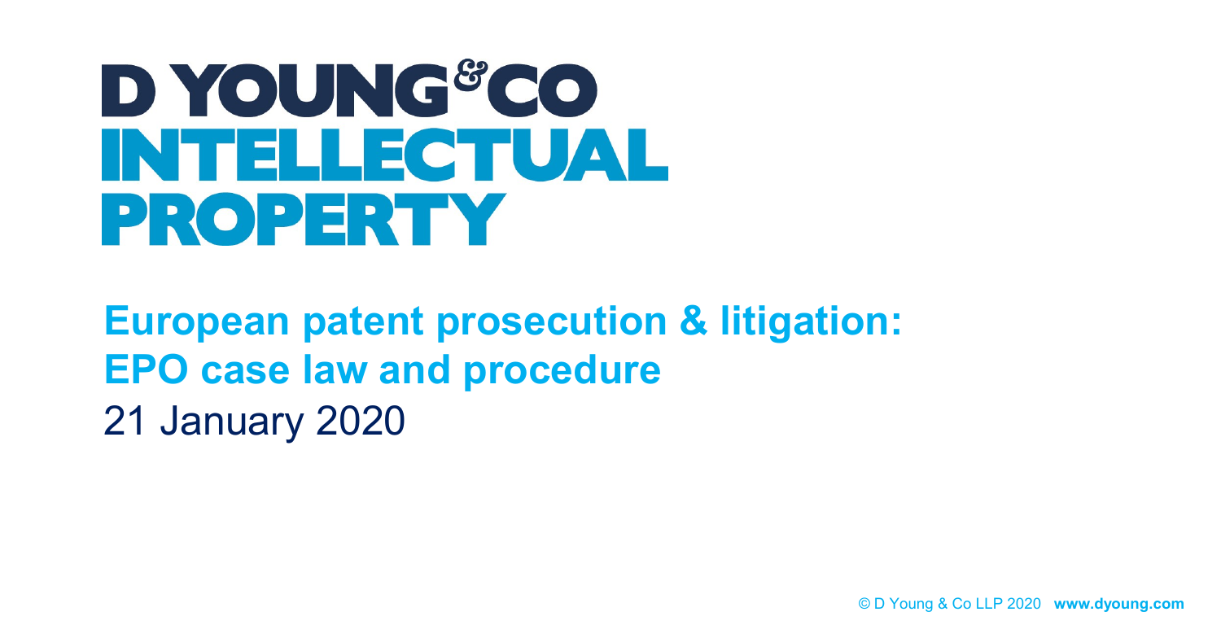# D YOUNG&CO INTELLECTUAL PROPERTY

## European patent prosecution & litigation: EPO case law and procedure

21 January 2020

© D Young & Co LLP 2020 **www.dyoung.com**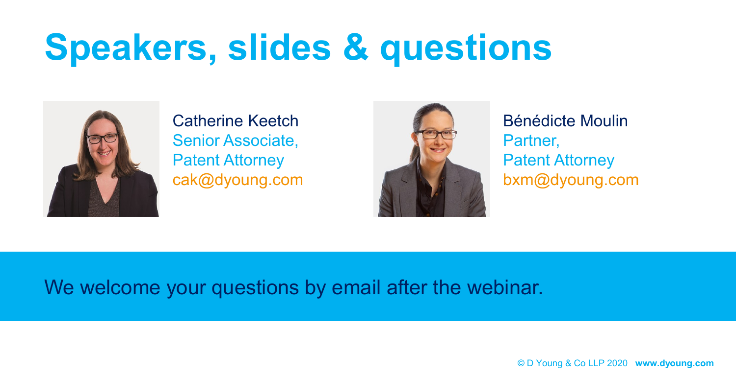# Speakers, slides & questions

Catherine Keetch
Senior Associate,
Patent Attorney
cak@dyoung.com

Bénédicte Moulin
Partner,
Patent Attorney
bxm@dyoung.com

We welcome your questions by email after the webinar.

© D Young & Co LLP 2020 **www.dyoung.com**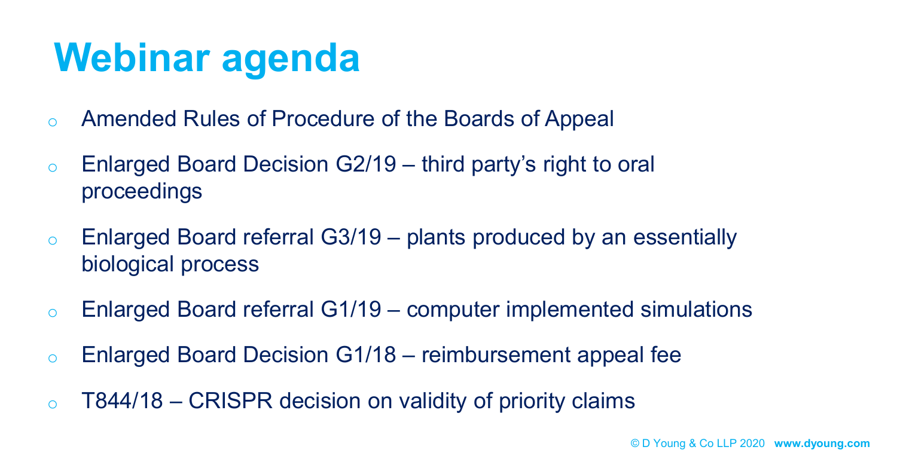# Webinar agenda

- Amended Rules of Procedure of the Boards of Appeal
- Enlarged Board Decision G2/19 – third party's right to oral proceedings
- Enlarged Board referral G3/19 – plants produced by an essentially biological process
- Enlarged Board referral G1/19 – computer implemented simulations
- Enlarged Board Decision G1/18 – reimbursement appeal fee
- T844/18 – CRISPR decision on validity of priority claims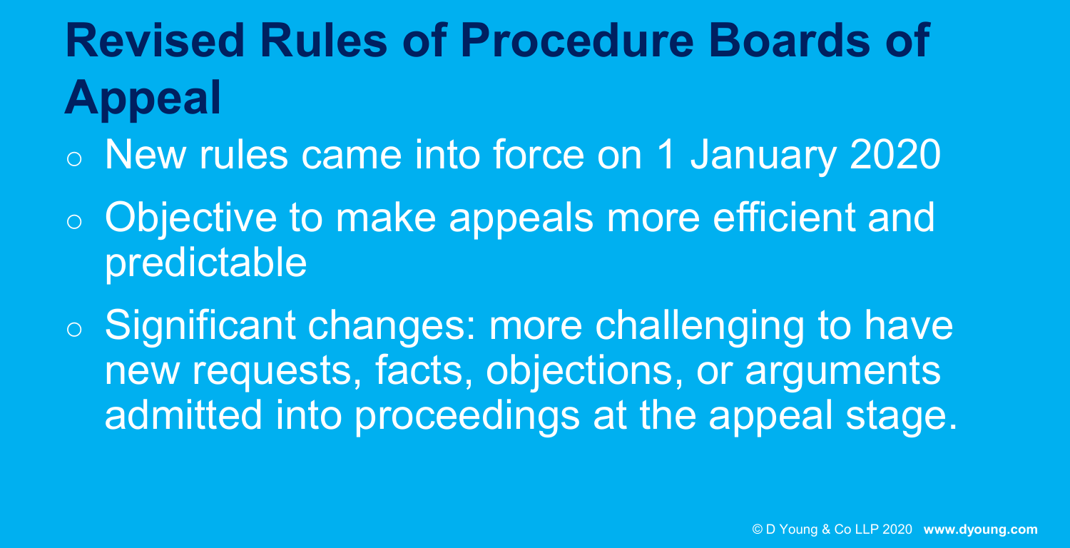# Revised Rules of Procedure Boards of Appeal

- New rules came into force on 1 January 2020
- Objective to make appeals more efficient and predictable
- Significant changes: more challenging to have new requests, facts, objections, or arguments admitted into proceedings at the appeal stage.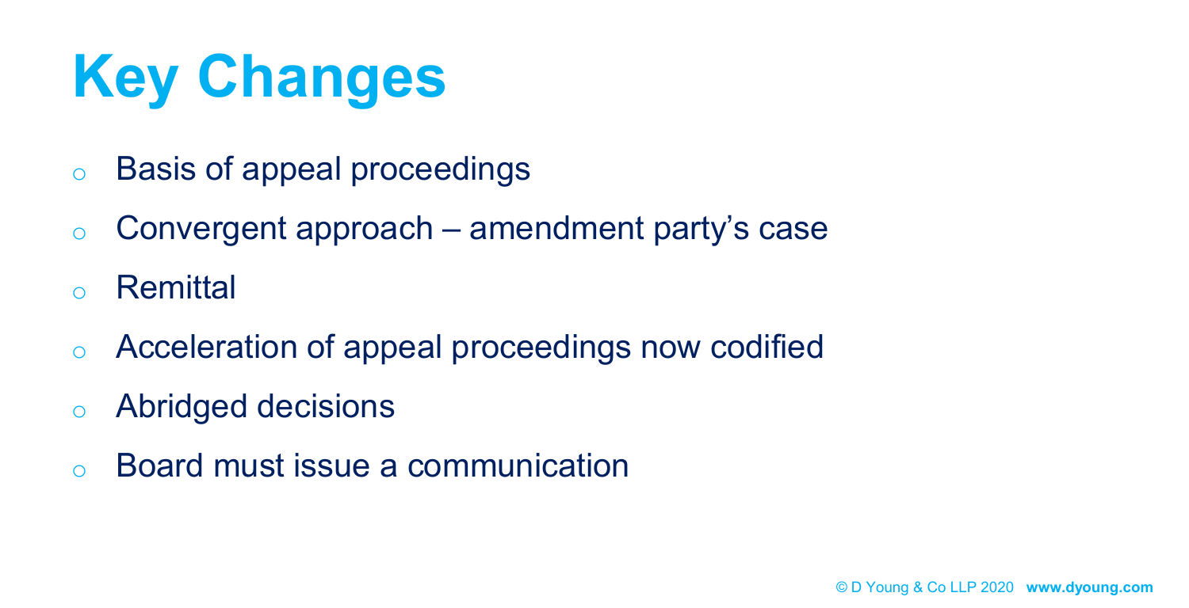# Key Changes

- Basis of appeal proceedings
- Convergent approach – amendment party's case
- Remittal
- Acceleration of appeal proceedings now codified
- Abridged decisions
- Board must issue a communication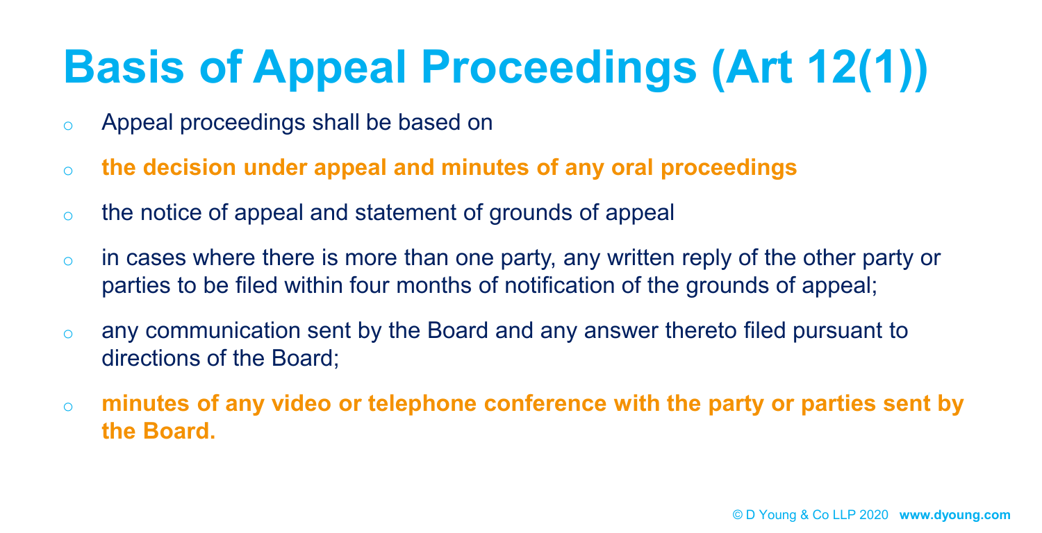# Basis of Appeal Proceedings (Art 12(1))

- Appeal proceedings shall be based on
- **the decision under appeal and minutes of any oral proceedings**
- the notice of appeal and statement of grounds of appeal
- in cases where there is more than one party, any written reply of the other party or parties to be filed within four months of notification of the grounds of appeal;
- any communication sent by the Board and any answer thereto filed pursuant to directions of the Board;
- **minutes of any video or telephone conference with the party or parties sent by the Board.**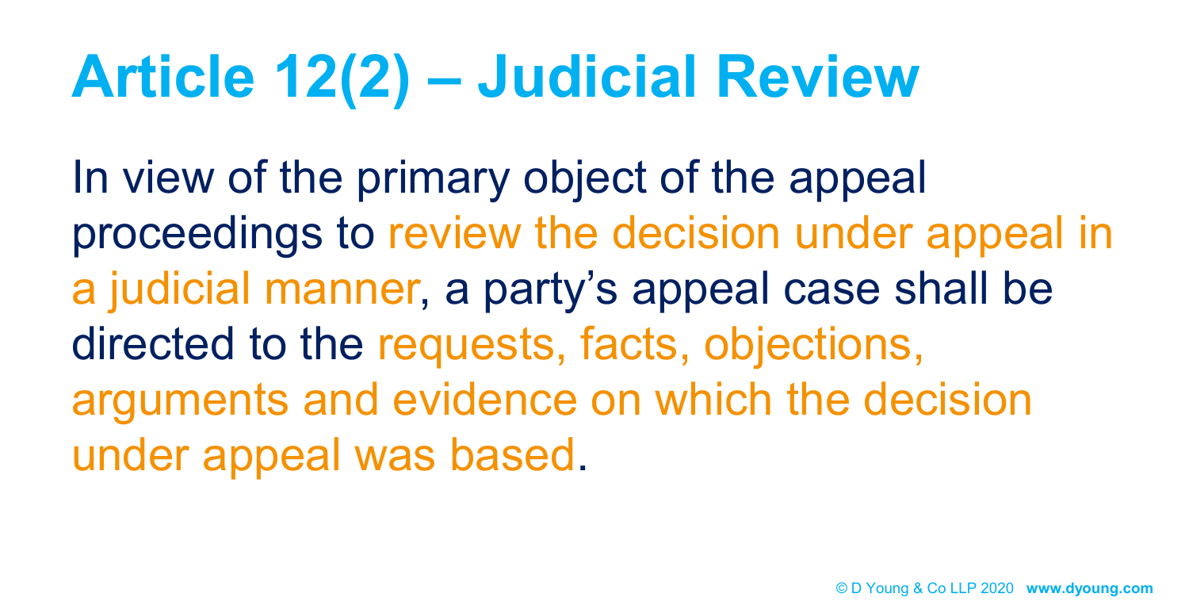# Article 12(2) – Judicial Review

In view of the primary object of the appeal proceedings to review the decision under appeal in a judicial manner, a party's appeal case shall be directed to the requests, facts, objections, arguments and evidence on which the decision under appeal was based.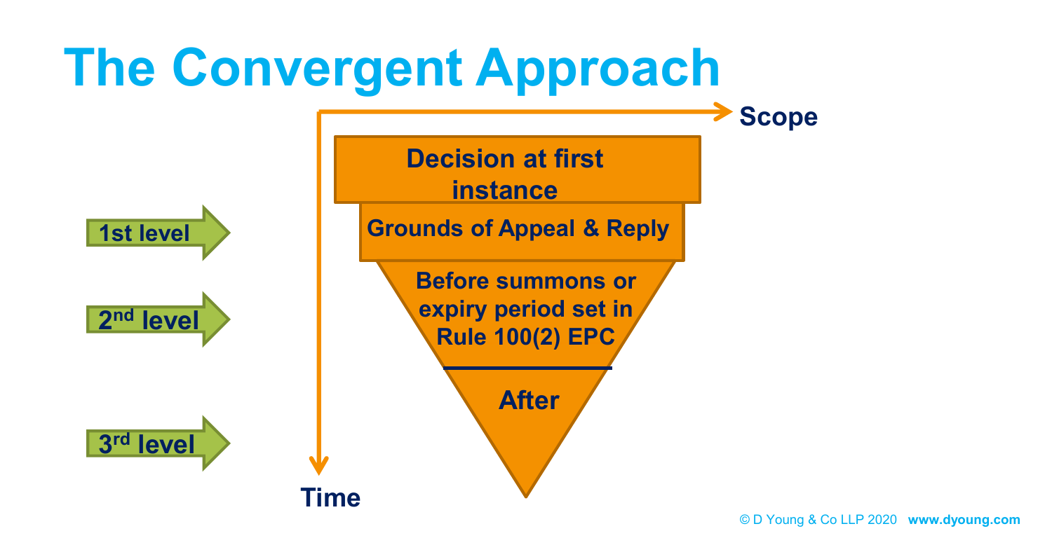# The Convergent Approach

Scope

Time

- 1st level
- 2nd level
- 3rd level

Decision at first instance

Grounds of Appeal & Reply

Before summons or expiry period set in Rule 100(2) EPC

After

© D Young & Co LLP 2020 **www.dyoung.com**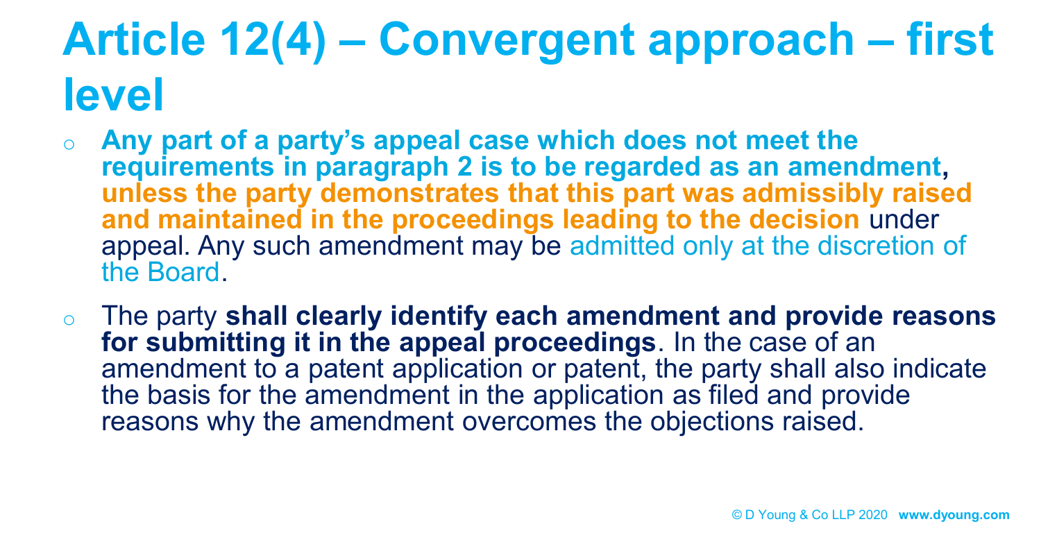# Article 12(4) – Convergent approach – first level

- **Any part of a party's appeal case which does not meet the requirements in paragraph 2 is to be regarded as an amendment, unless the party demonstrates that this part was admissibly raised and maintained in the proceedings leading to the decision** under appeal. Any such amendment may be admitted only at the discretion of the Board.
- The party **shall clearly identify each amendment and provide reasons for submitting it in the appeal proceedings**. In the case of an amendment to a patent application or patent, the party shall also indicate the basis for the amendment in the application as filed and provide reasons why the amendment overcomes the objections raised.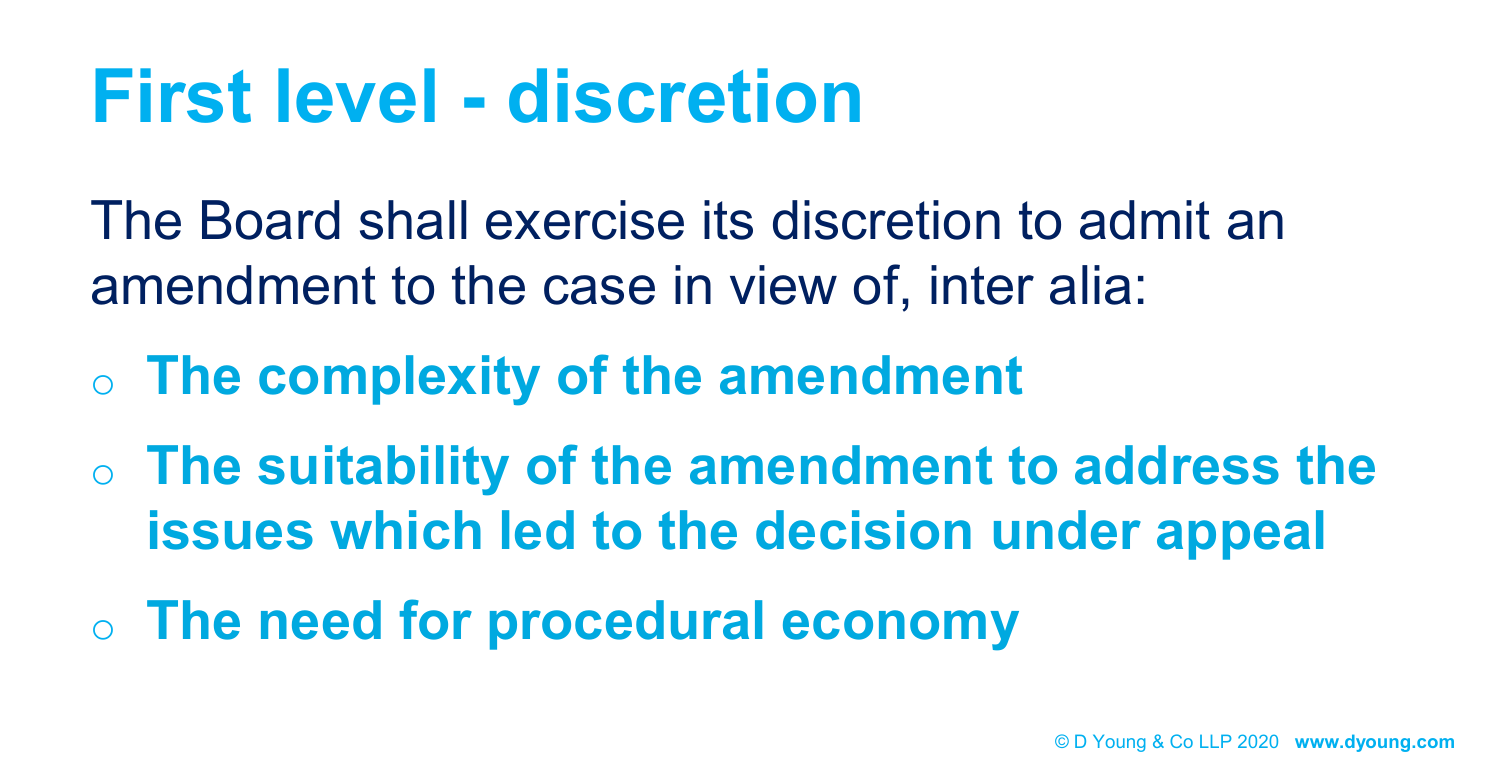# First level - discretion

The Board shall exercise its discretion to admit an amendment to the case in view of, inter alia:

- **The complexity of the amendment**
- **The suitability of the amendment to address the issues which led to the decision under appeal**
- **The need for procedural economy**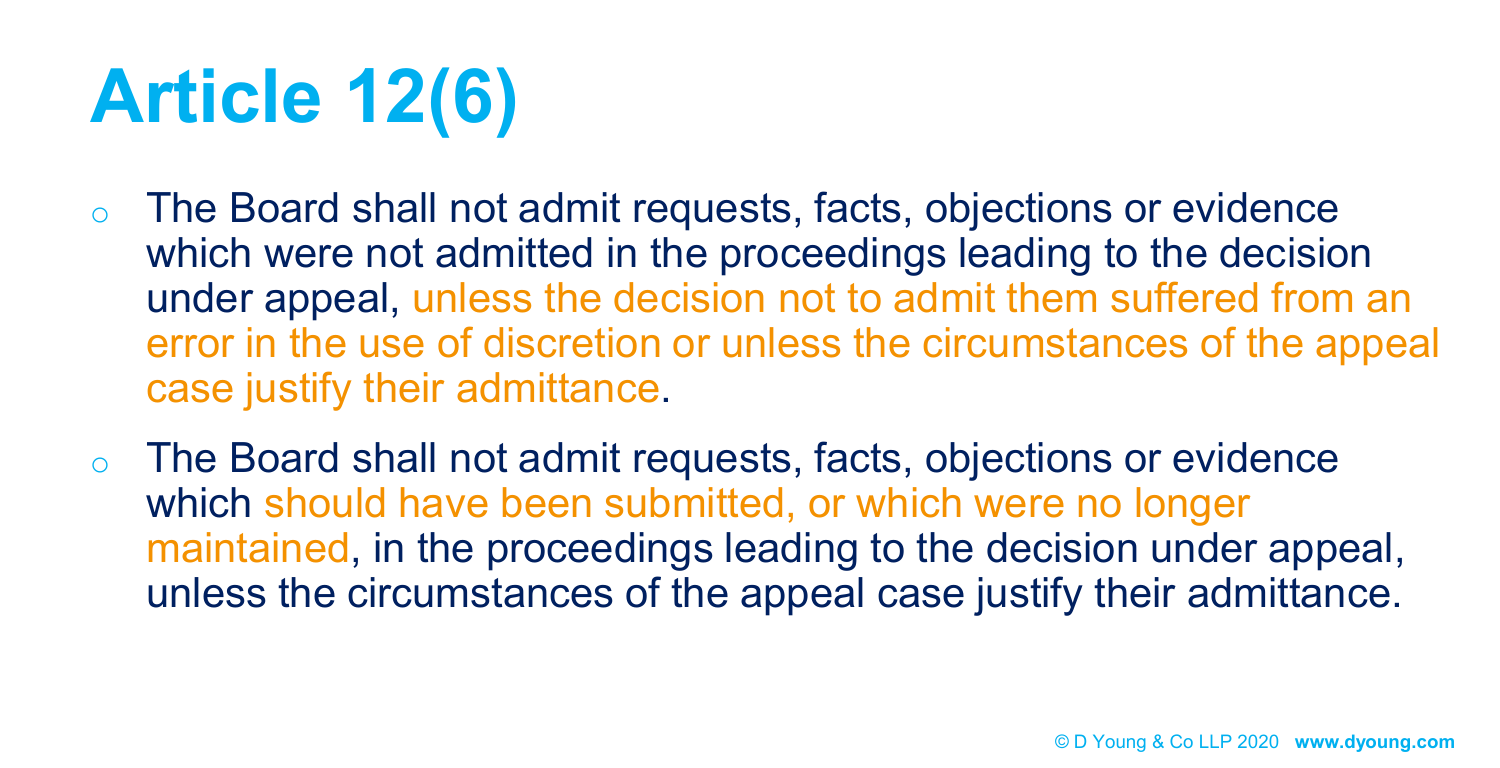# Article 12(6)

- The Board shall not admit requests, facts, objections or evidence which were not admitted in the proceedings leading to the decision under appeal, unless the decision not to admit them suffered from an error in the use of discretion or unless the circumstances of the appeal case justify their admittance.
- The Board shall not admit requests, facts, objections or evidence which should have been submitted, or which were no longer maintained, in the proceedings leading to the decision under appeal, unless the circumstances of the appeal case justify their admittance.

© D Young & Co LLP 2020 **www.dyoung.com**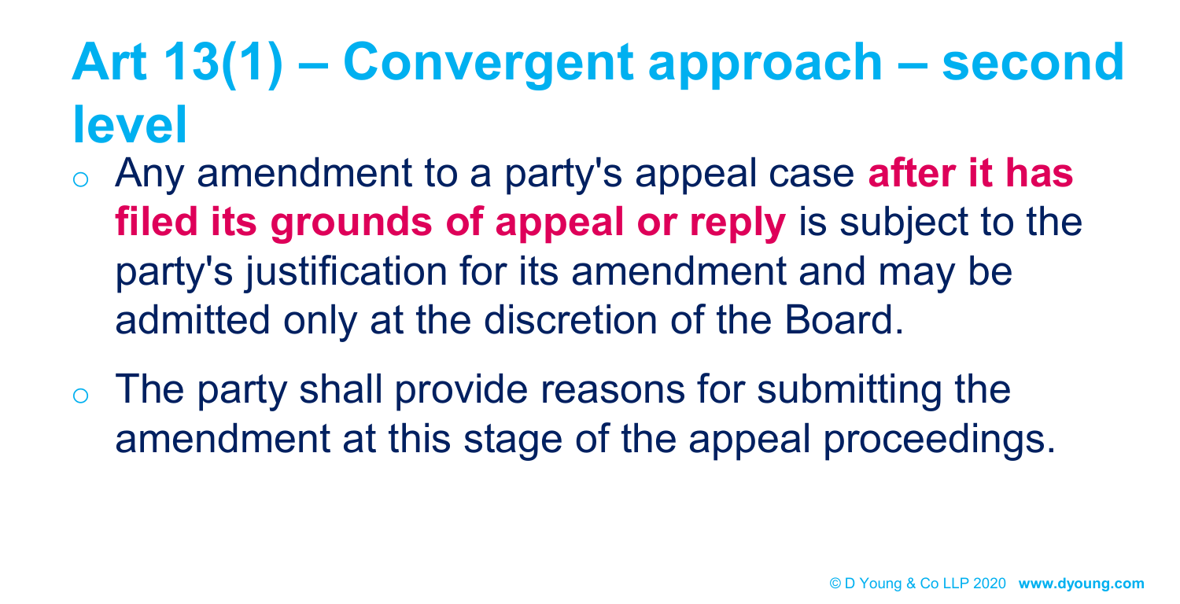# Art 13(1) – Convergent approach – second level

- Any amendment to a party's appeal case **after it has filed its grounds of appeal or reply** is subject to the party's justification for its amendment and may be admitted only at the discretion of the Board.
- The party shall provide reasons for submitting the amendment at this stage of the appeal proceedings.

© D Young & Co LLP 2020 **www.dyoung.com**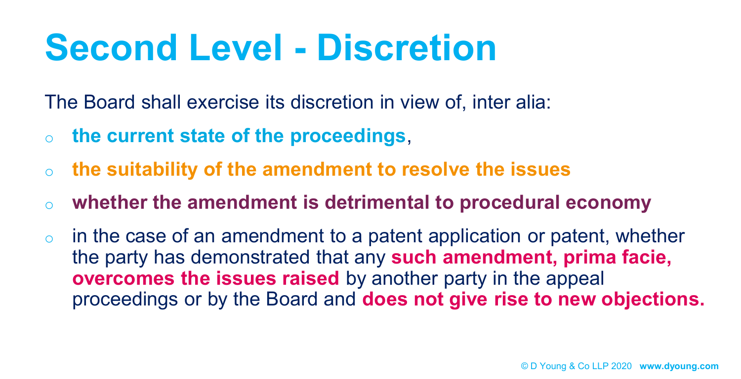# Second Level - Discretion

The Board shall exercise its discretion in view of, inter alia:

- **the current state of the proceedings**,
- **the suitability of the amendment to resolve the issues**
- **whether the amendment is detrimental to procedural economy**
- in the case of an amendment to a patent application or patent, whether the party has demonstrated that any **such amendment, prima facie, overcomes the issues raised** by another party in the appeal proceedings or by the Board and **does not give rise to new objections.**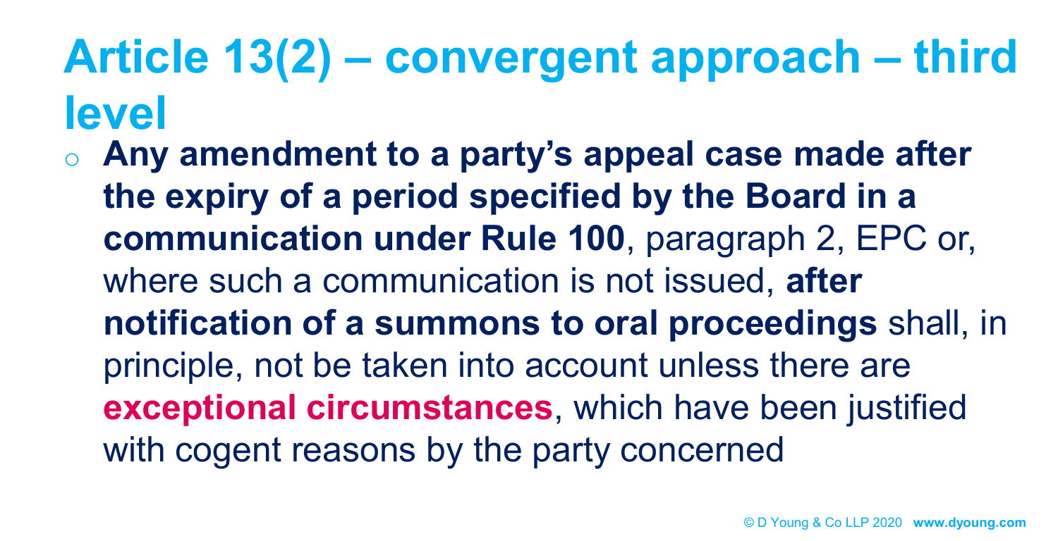# Article 13(2) – convergent approach – third level

- **Any amendment to a party's appeal case made after the expiry of a period specified by the Board in a communication under Rule 100**, paragraph 2, EPC or, where such a communication is not issued, **after notification of a summons to oral proceedings** shall, in principle, not be taken into account unless there are **exceptional circumstances**, which have been justified with cogent reasons by the party concerned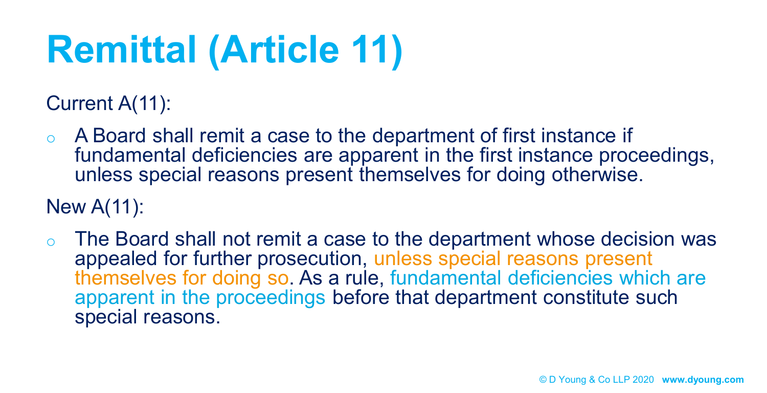# Remittal (Article 11)

Current A(11):

- A Board shall remit a case to the department of first instance if fundamental deficiencies are apparent in the first instance proceedings, unless special reasons present themselves for doing otherwise.

New A(11):

- The Board shall not remit a case to the department whose decision was appealed for further prosecution, unless special reasons present themselves for doing so. As a rule, fundamental deficiencies which are apparent in the proceedings before that department constitute such special reasons.

© D Young & Co LLP 2020 **www.dyoung.com**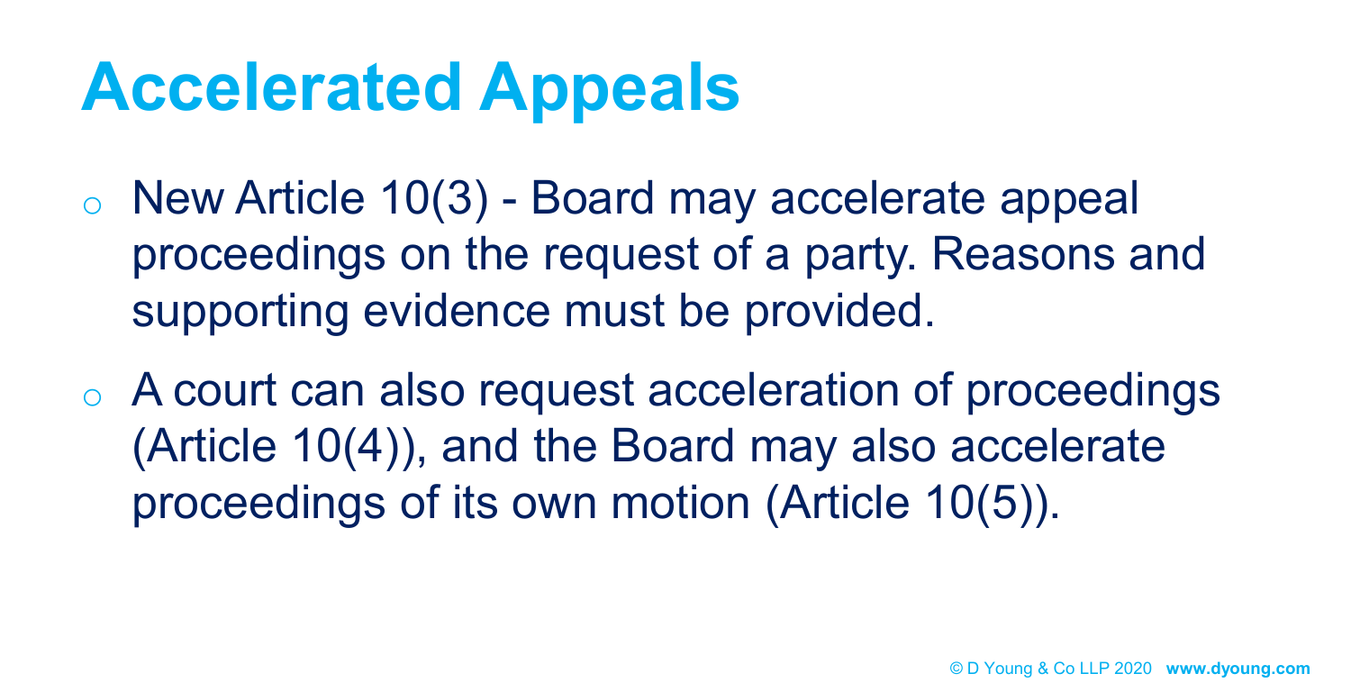# Accelerated Appeals

- New Article 10(3) - Board may accelerate appeal proceedings on the request of a party. Reasons and supporting evidence must be provided.
- A court can also request acceleration of proceedings (Article 10(4)), and the Board may also accelerate proceedings of its own motion (Article 10(5)).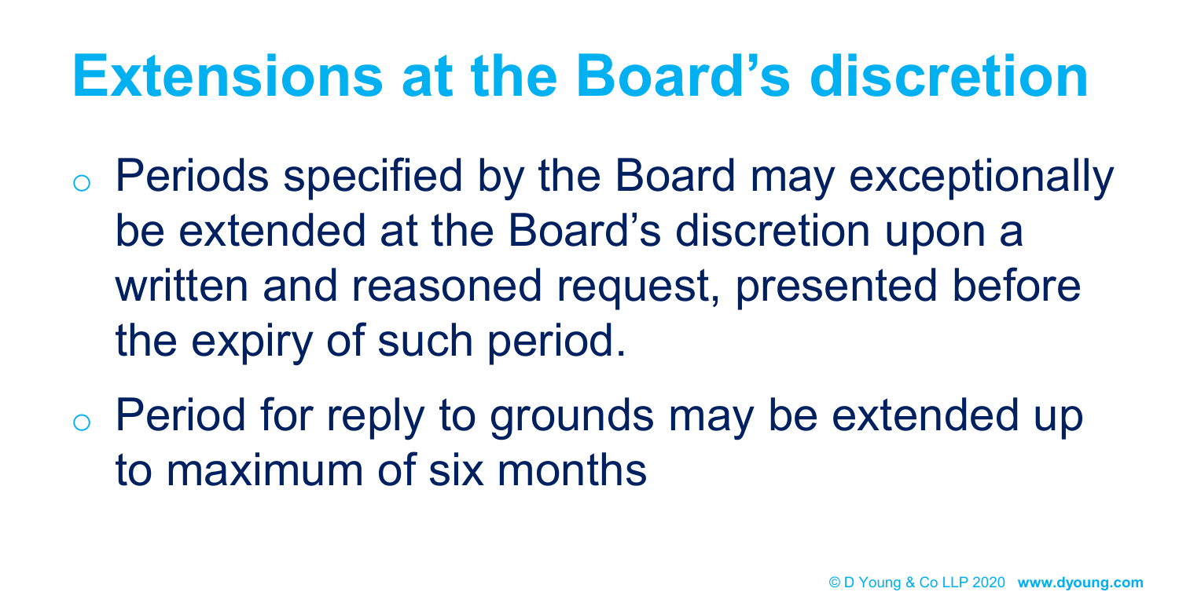# Extensions at the Board's discretion

- Periods specified by the Board may exceptionally be extended at the Board's discretion upon a written and reasoned request, presented before the expiry of such period.
- Period for reply to grounds may be extended up to maximum of six months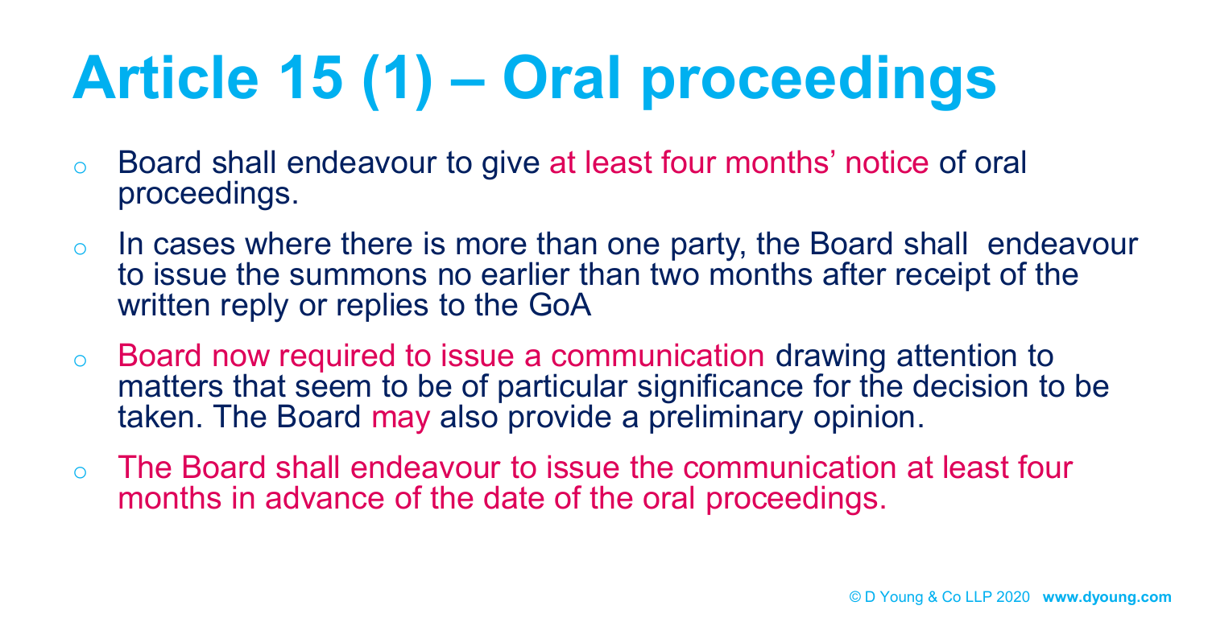# Article 15 (1) – Oral proceedings

- Board shall endeavour to give at least four months' notice of oral proceedings.
- In cases where there is more than one party, the Board shall endeavour to issue the summons no earlier than two months after receipt of the written reply or replies to the GoA
- Board now required to issue a communication drawing attention to matters that seem to be of particular significance for the decision to be taken. The Board may also provide a preliminary opinion.
- The Board shall endeavour to issue the communication at least four months in advance of the date of the oral proceedings.

© D Young & Co LLP 2020 **www.dyoung.com**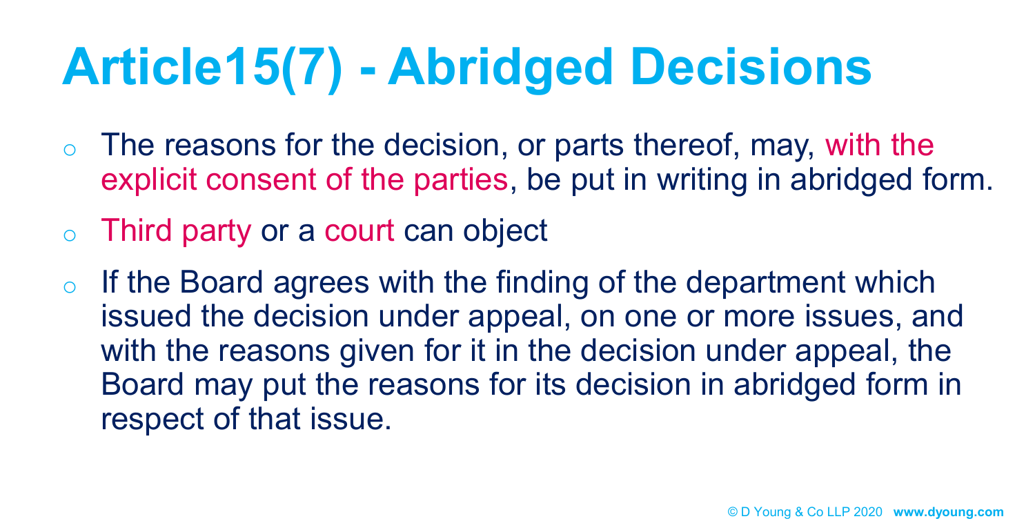# Article15(7) - Abridged Decisions

- The reasons for the decision, or parts thereof, may, with the explicit consent of the parties, be put in writing in abridged form.
- Third party or a court can object
- If the Board agrees with the finding of the department which issued the decision under appeal, on one or more issues, and with the reasons given for it in the decision under appeal, the Board may put the reasons for its decision in abridged form in respect of that issue.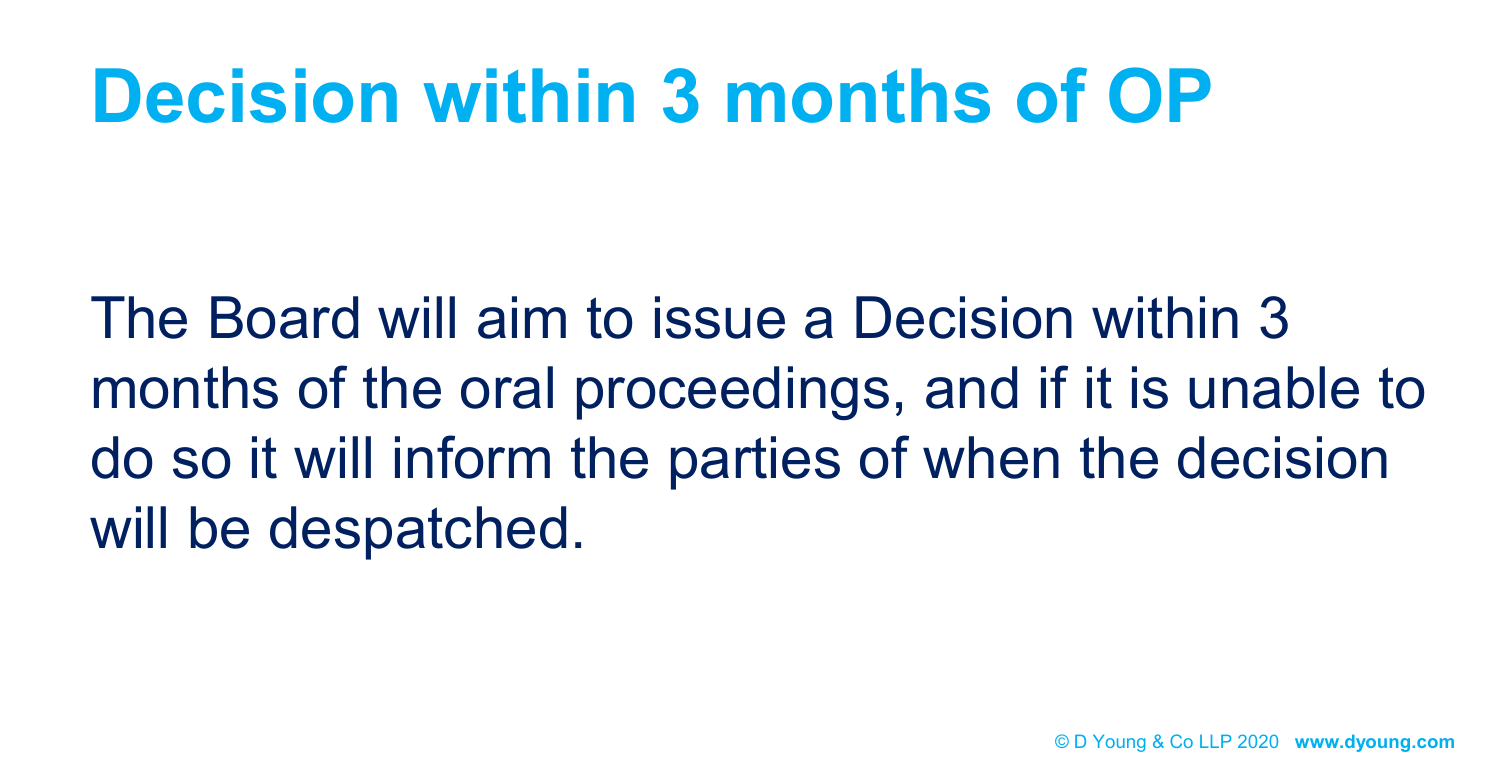# Decision within 3 months of OP

The Board will aim to issue a Decision within 3 months of the oral proceedings, and if it is unable to do so it will inform the parties of when the decision will be despatched.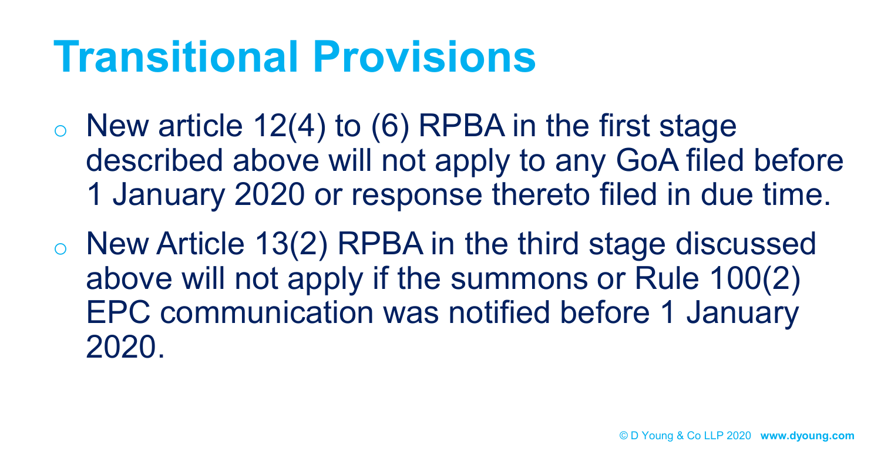# Transitional Provisions

- New article 12(4) to (6) RPBA in the first stage described above will not apply to any GoA filed before 1 January 2020 or response thereto filed in due time.
- New Article 13(2) RPBA in the third stage discussed above will not apply if the summons or Rule 100(2) EPC communication was notified before 1 January 2020.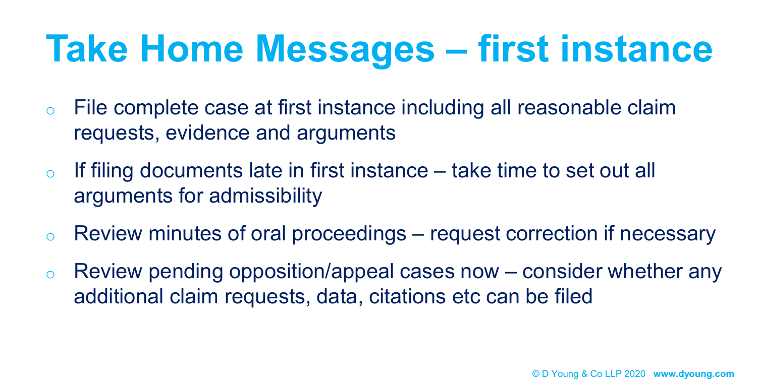# Take Home Messages – first instance

- File complete case at first instance including all reasonable claim requests, evidence and arguments
- If filing documents late in first instance – take time to set out all arguments for admissibility
- Review minutes of oral proceedings – request correction if necessary
- Review pending opposition/appeal cases now – consider whether any additional claim requests, data, citations etc can be filed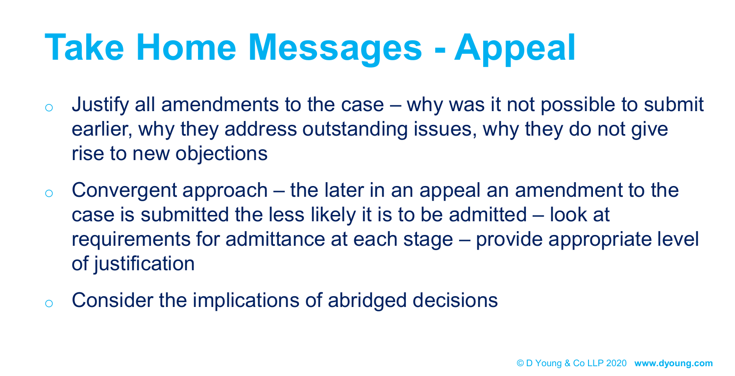# Take Home Messages - Appeal

- Justify all amendments to the case – why was it not possible to submit earlier, why they address outstanding issues, why they do not give rise to new objections
- Convergent approach – the later in an appeal an amendment to the case is submitted the less likely it is to be admitted – look at requirements for admittance at each stage – provide appropriate level of justification
- Consider the implications of abridged decisions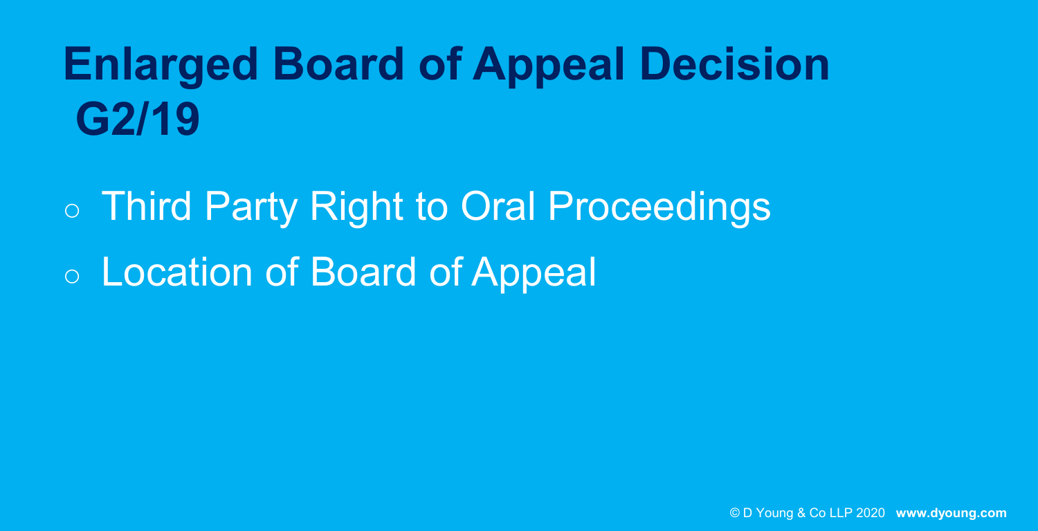# Enlarged Board of Appeal Decision G2/19

- Third Party Right to Oral Proceedings
- Location of Board of Appeal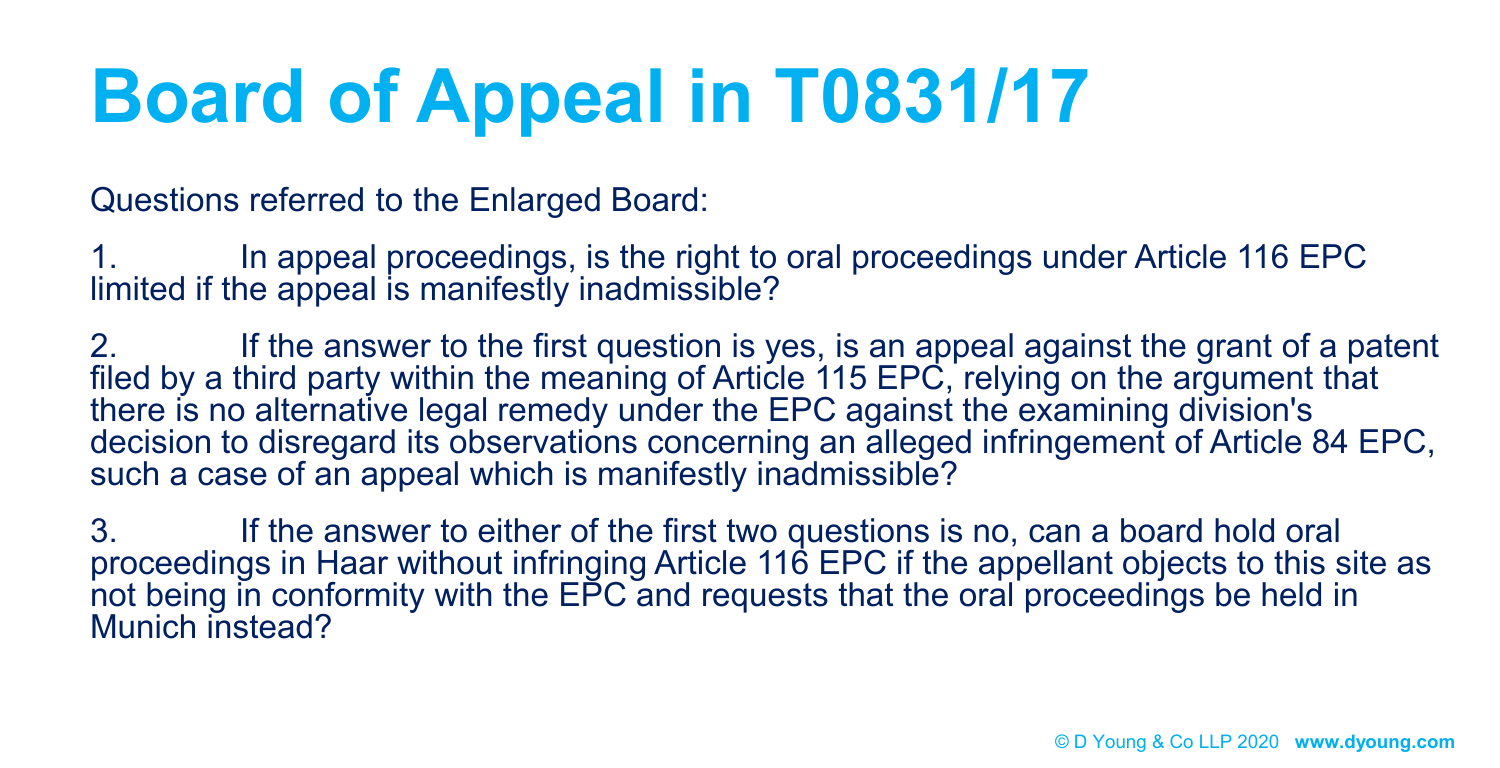# Board of Appeal in T0831/17

Questions referred to the Enlarged Board:

1. In appeal proceedings, is the right to oral proceedings under Article 116 EPC limited if the appeal is manifestly inadmissible?

2. If the answer to the first question is yes, is an appeal against the grant of a patent filed by a third party within the meaning of Article 115 EPC, relying on the argument that there is no alternative legal remedy under the EPC against the examining division's decision to disregard its observations concerning an alleged infringement of Article 84 EPC, such a case of an appeal which is manifestly inadmissible?

3. If the answer to either of the first two questions is no, can a board hold oral proceedings in Haar without infringing Article 116 EPC if the appellant objects to this site as not being in conformity with the EPC and requests that the oral proceedings be held in Munich instead?

© D Young & Co LLP 2020 www.dyoung.com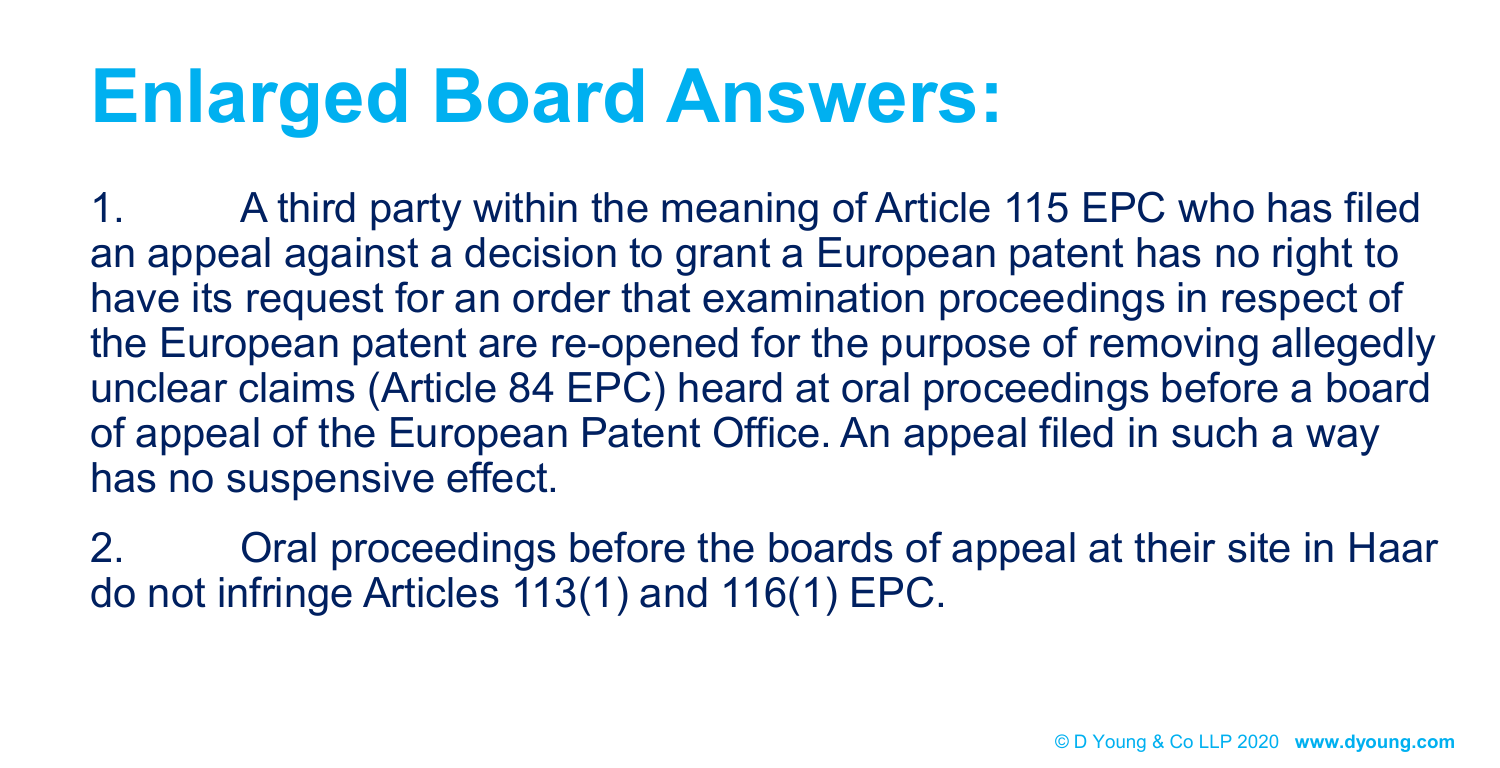# Enlarged Board Answers:

1. A third party within the meaning of Article 115 EPC who has filed an appeal against a decision to grant a European patent has no right to have its request for an order that examination proceedings in respect of the European patent are re-opened for the purpose of removing allegedly unclear claims (Article 84 EPC) heard at oral proceedings before a board of appeal of the European Patent Office. An appeal filed in such a way has no suspensive effect.

2. Oral proceedings before the boards of appeal at their site in Haar do not infringe Articles 113(1) and 116(1) EPC.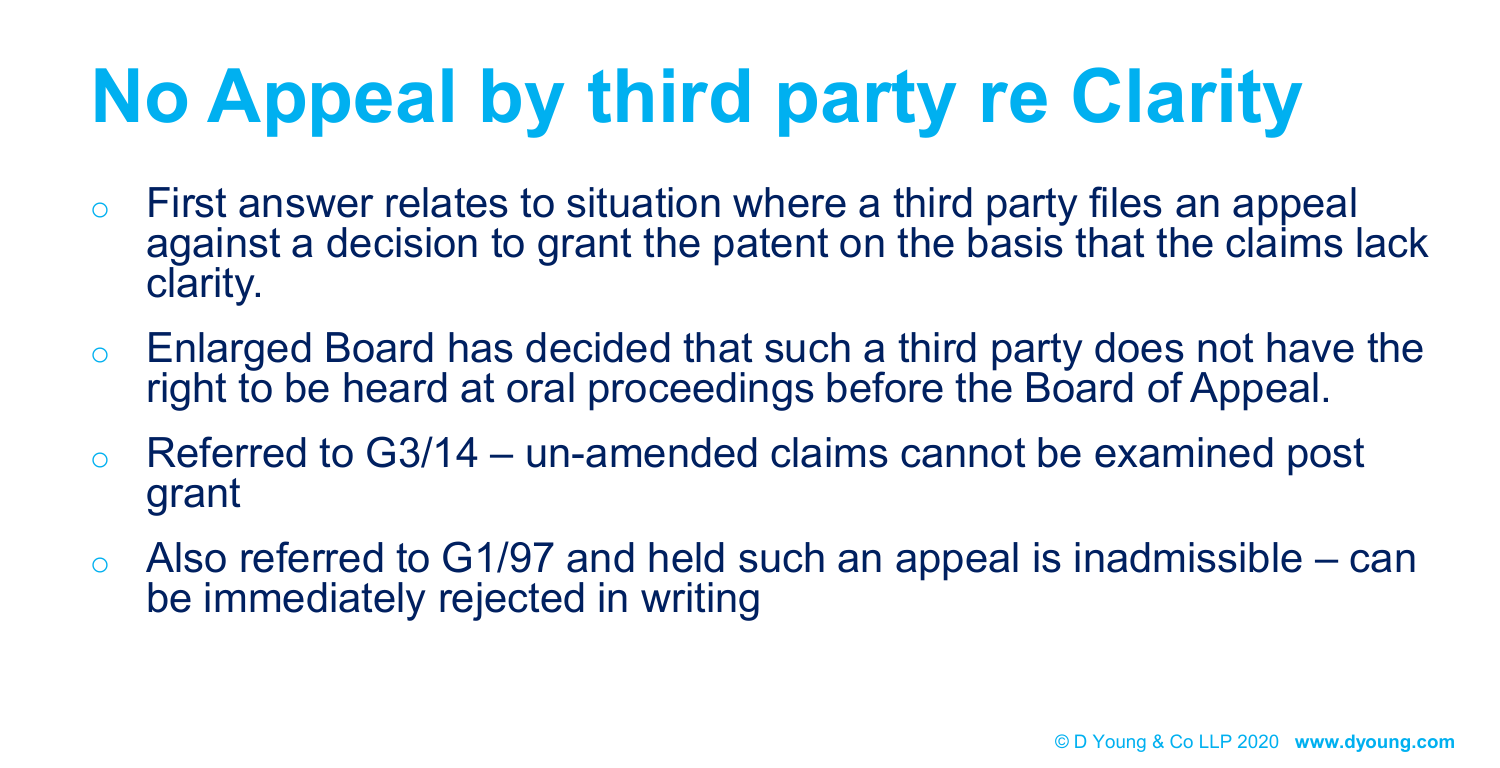# No Appeal by third party re Clarity

- First answer relates to situation where a third party files an appeal against a decision to grant the patent on the basis that the claims lack clarity.
- Enlarged Board has decided that such a third party does not have the right to be heard at oral proceedings before the Board of Appeal.
- Referred to G3/14 – un-amended claims cannot be examined post grant
- Also referred to G1/97 and held such an appeal is inadmissible – can be immediately rejected in writing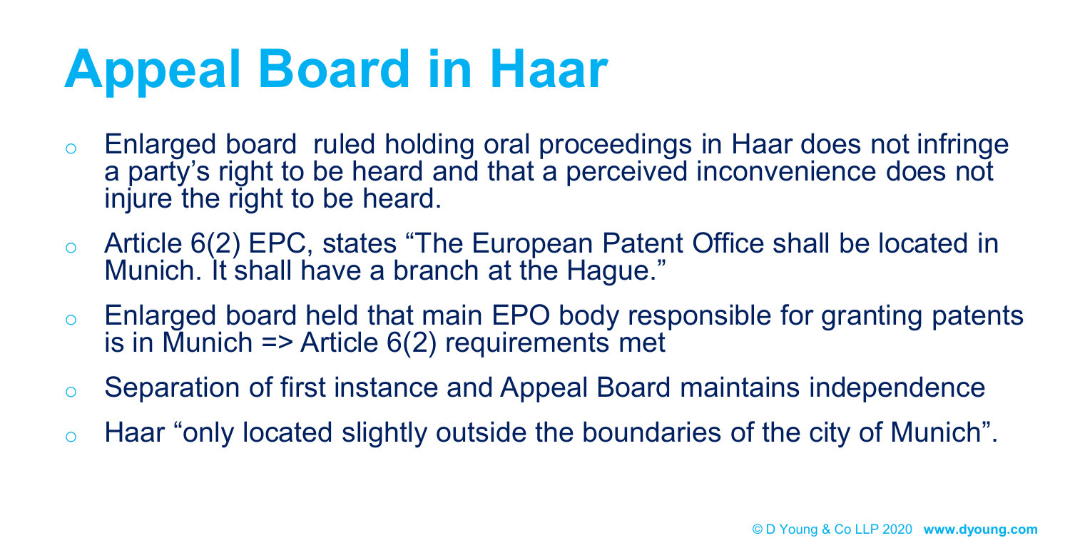# Appeal Board in Haar

- Enlarged board ruled holding oral proceedings in Haar does not infringe a party's right to be heard and that a perceived inconvenience does not injure the right to be heard.
- Article 6(2) EPC, states "The European Patent Office shall be located in Munich. It shall have a branch at the Hague."
- Enlarged board held that main EPO body responsible for granting patents is in Munich => Article 6(2) requirements met
- Separation of first instance and Appeal Board maintains independence
- Haar "only located slightly outside the boundaries of the city of Munich".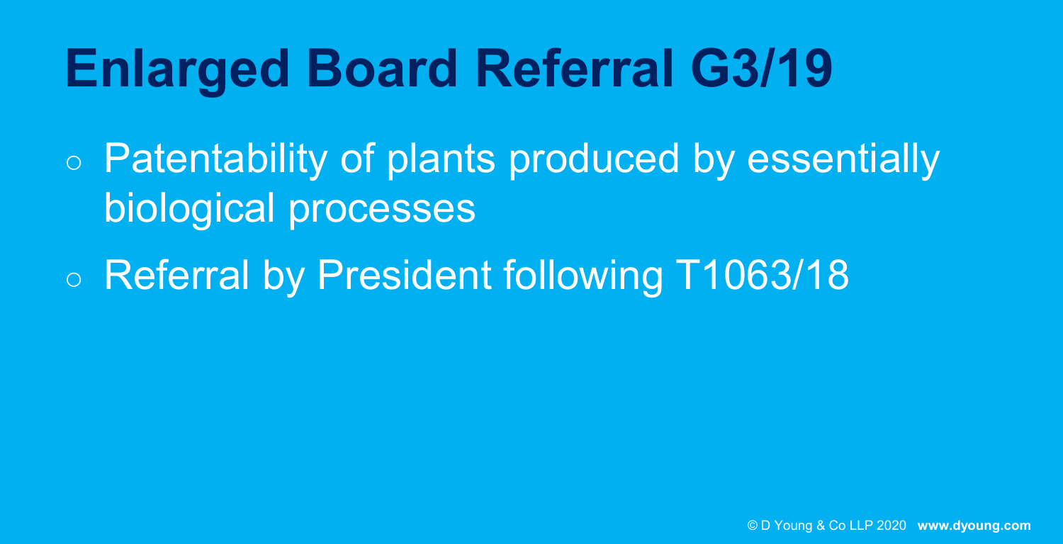# Enlarged Board Referral G3/19

- Patentability of plants produced by essentially biological processes
- Referral by President following T1063/18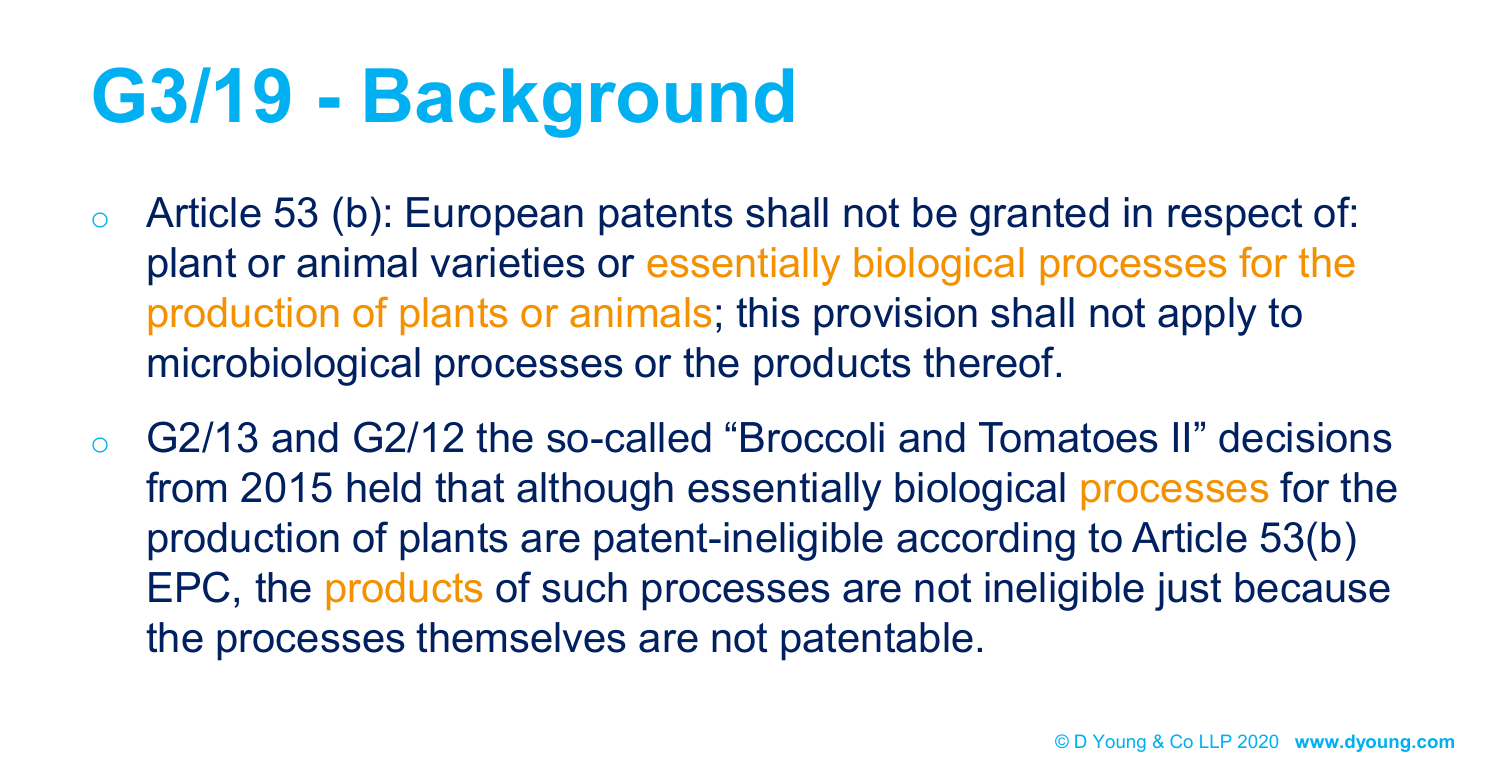# G3/19 - Background

- Article 53 (b): European patents shall not be granted in respect of: plant or animal varieties or essentially biological processes for the production of plants or animals; this provision shall not apply to microbiological processes or the products thereof.
- G2/13 and G2/12 the so-called "Broccoli and Tomatoes II" decisions from 2015 held that although essentially biological processes for the production of plants are patent-ineligible according to Article 53(b) EPC, the products of such processes are not ineligible just because the processes themselves are not patentable.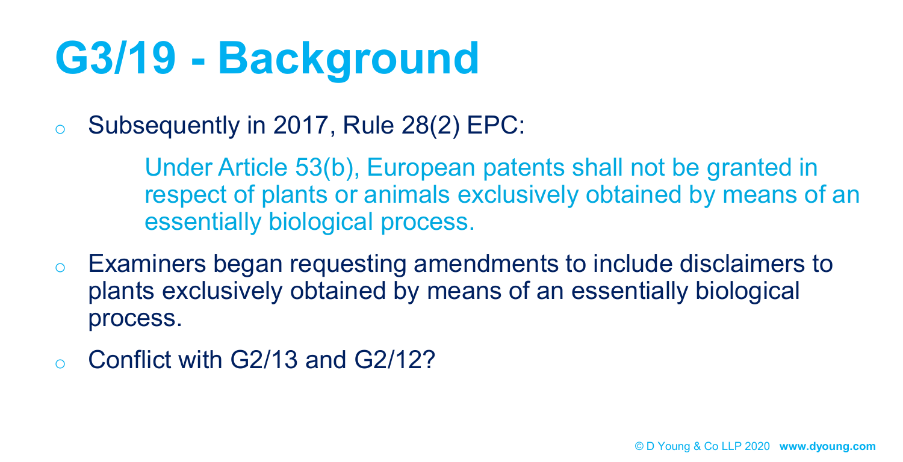# G3/19 - Background

- Subsequently in 2017, Rule 28(2) EPC:

  > Under Article 53(b), European patents shall not be granted in respect of plants or animals exclusively obtained by means of an essentially biological process.

- Examiners began requesting amendments to include disclaimers to plants exclusively obtained by means of an essentially biological process.
- Conflict with G2/13 and G2/12?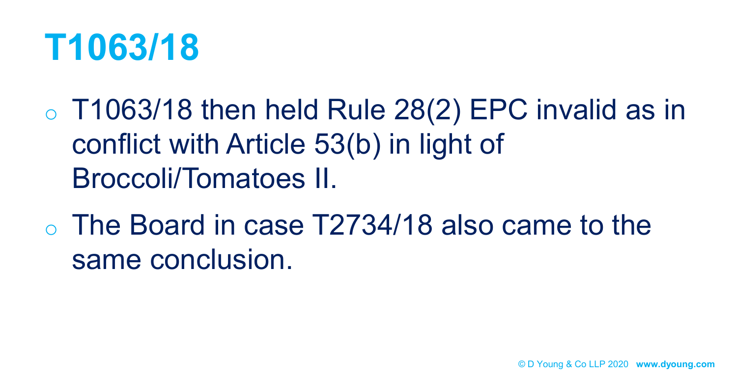# T1063/18

- T1063/18 then held Rule 28(2) EPC invalid as in conflict with Article 53(b) in light of Broccoli/Tomatoes II.
- The Board in case T2734/18 also came to the same conclusion.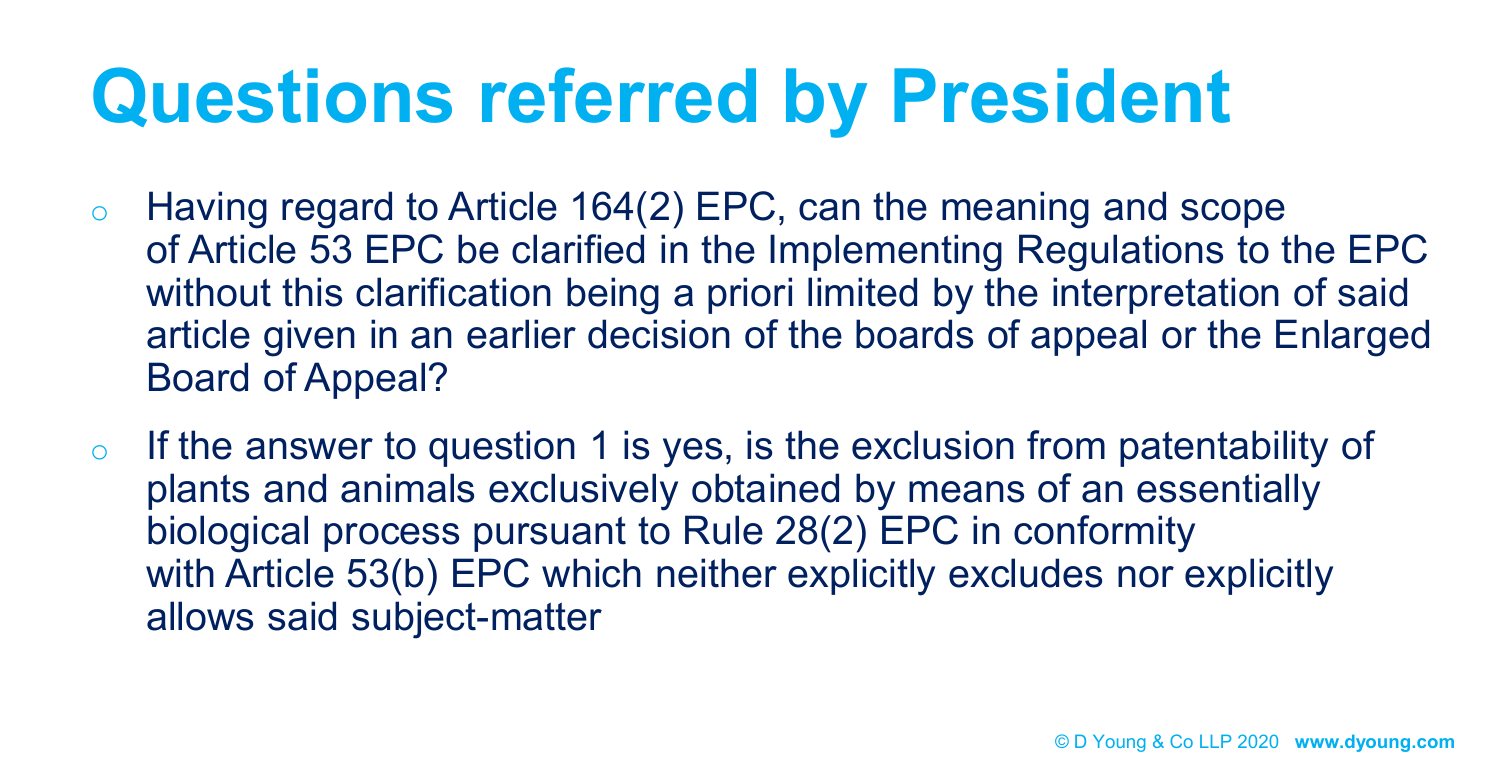# Questions referred by President

- Having regard to Article 164(2) EPC, can the meaning and scope of Article 53 EPC be clarified in the Implementing Regulations to the EPC without this clarification being a priori limited by the interpretation of said article given in an earlier decision of the boards of appeal or the Enlarged Board of Appeal?
- If the answer to question 1 is yes, is the exclusion from patentability of plants and animals exclusively obtained by means of an essentially biological process pursuant to Rule 28(2) EPC in conformity with Article 53(b) EPC which neither explicitly excludes nor explicitly allows said subject-matter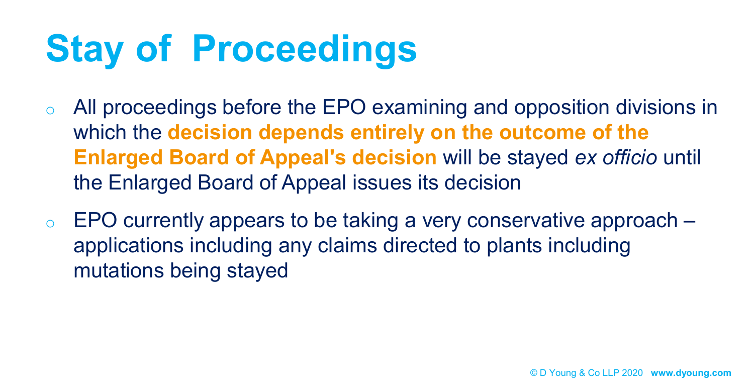# Stay of Proceedings

- All proceedings before the EPO examining and opposition divisions in which the **decision depends entirely on the outcome of the Enlarged Board of Appeal's decision** will be stayed *ex officio* until the Enlarged Board of Appeal issues its decision
- EPO currently appears to be taking a very conservative approach – applications including any claims directed to plants including mutations being stayed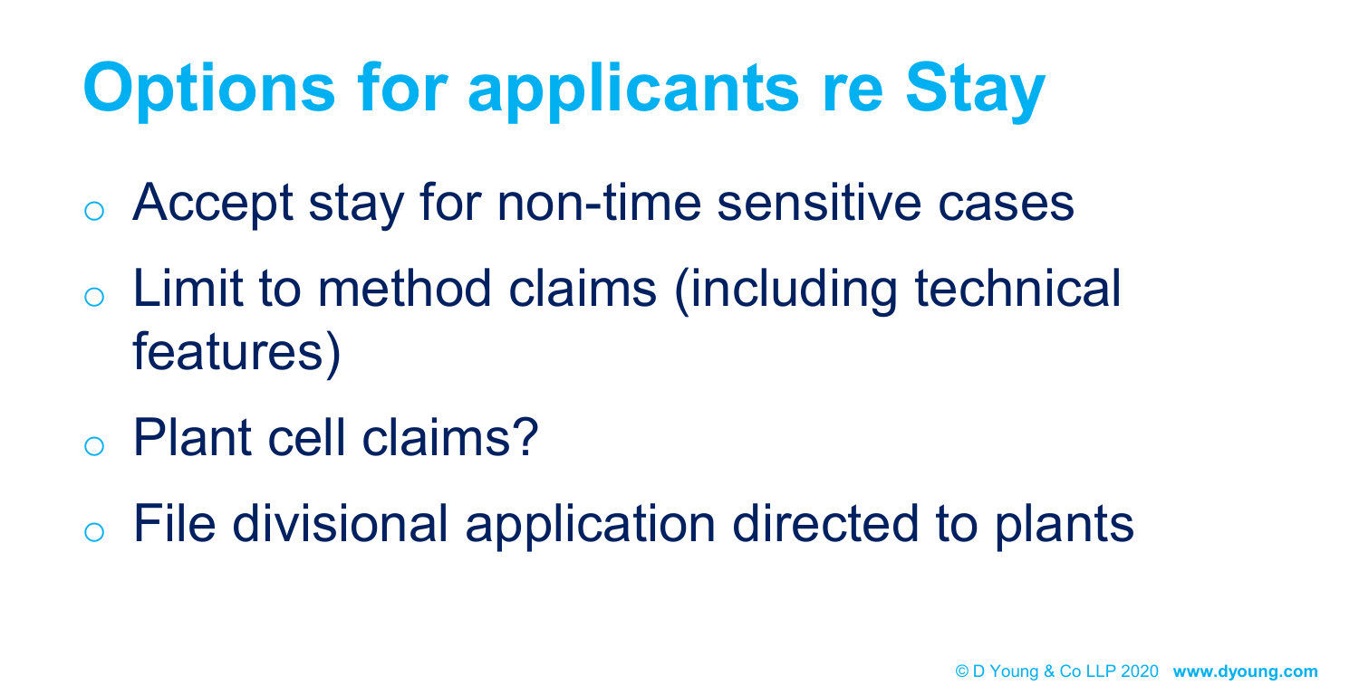# Options for applicants re Stay

- Accept stay for non-time sensitive cases
- Limit to method claims (including technical features)
- Plant cell claims?
- File divisional application directed to plants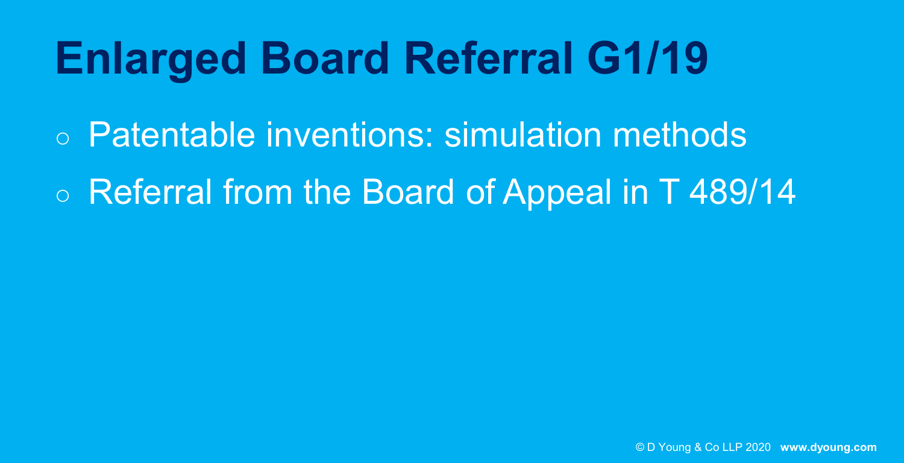# Enlarged Board Referral G1/19

- Patentable inventions: simulation methods
- Referral from the Board of Appeal in T 489/14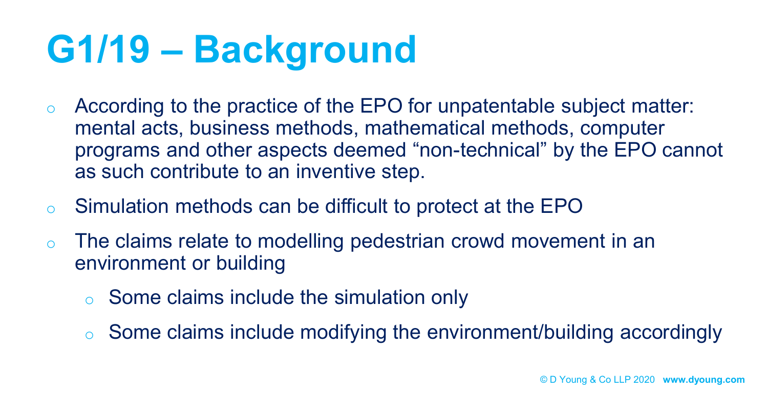# G1/19 – Background

- According to the practice of the EPO for unpatentable subject matter: mental acts, business methods, mathematical methods, computer programs and other aspects deemed "non-technical" by the EPO cannot as such contribute to an inventive step.
- Simulation methods can be difficult to protect at the EPO
- The claims relate to modelling pedestrian crowd movement in an environment or building
  - Some claims include the simulation only
  - Some claims include modifying the environment/building accordingly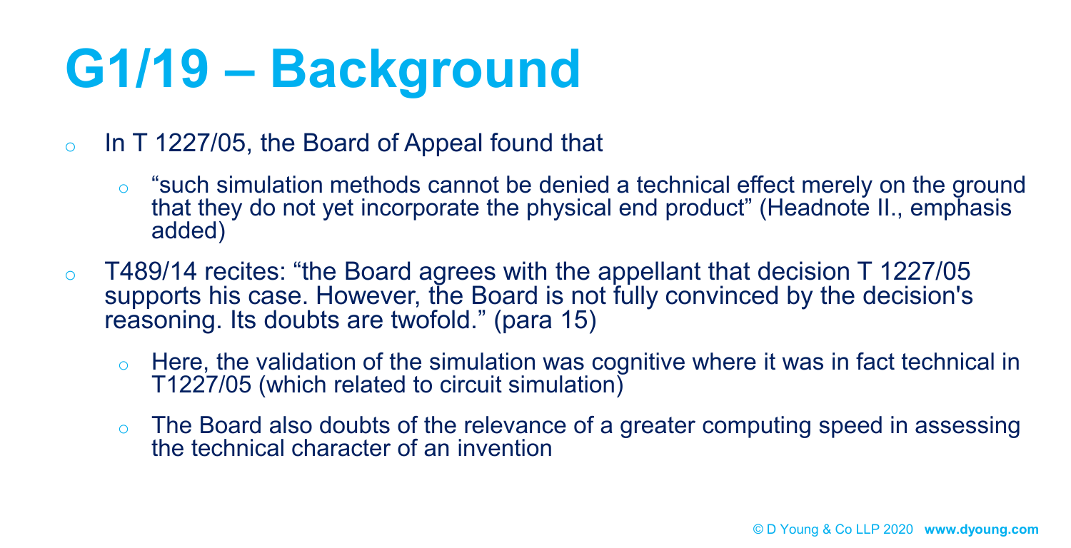# G1/19 – Background

- In T 1227/05, the Board of Appeal found that
  - "such simulation methods cannot be denied a technical effect merely on the ground that they do not yet incorporate the physical end product" (Headnote II., emphasis added)
- T489/14 recites: "the Board agrees with the appellant that decision T 1227/05 supports his case. However, the Board is not fully convinced by the decision's reasoning. Its doubts are twofold." (para 15)
  - Here, the validation of the simulation was cognitive where it was in fact technical in T1227/05 (which related to circuit simulation)
  - The Board also doubts of the relevance of a greater computing speed in assessing the technical character of an invention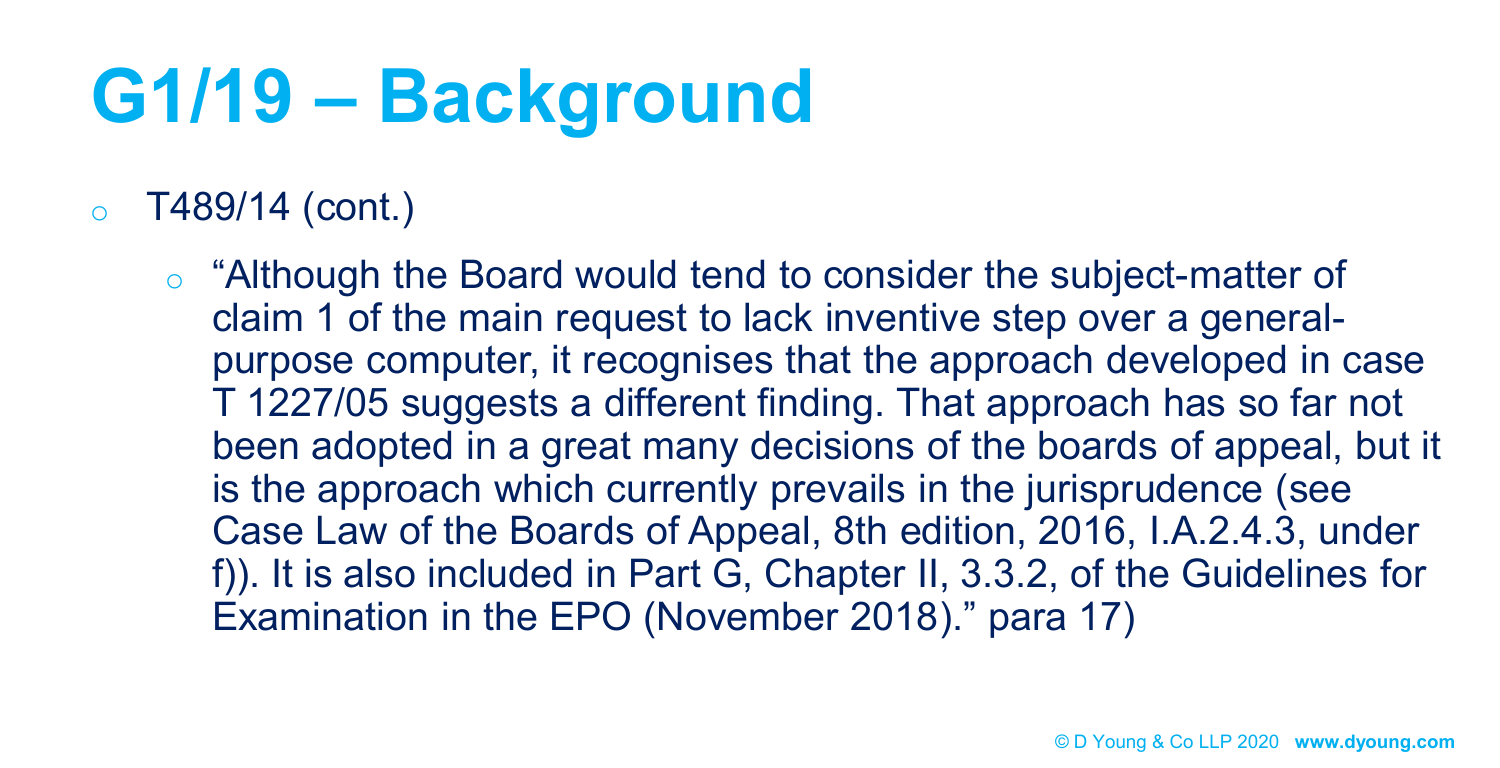# G1/19 – Background

- T489/14 (cont.)
  - "Although the Board would tend to consider the subject-matter of claim 1 of the main request to lack inventive step over a general-purpose computer, it recognises that the approach developed in case T 1227/05 suggests a different finding. That approach has so far not been adopted in a great many decisions of the boards of appeal, but it is the approach which currently prevails in the jurisprudence (see Case Law of the Boards of Appeal, 8th edition, 2016, I.A.2.4.3, under f)). It is also included in Part G, Chapter II, 3.3.2, of the Guidelines for Examination in the EPO (November 2018)." para 17)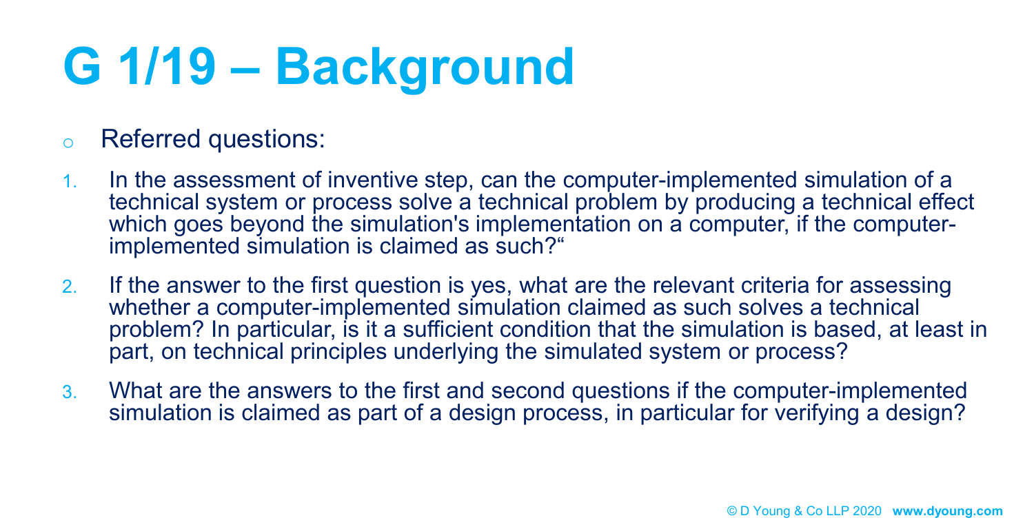# G 1/19 – Background

- Referred questions:

1. In the assessment of inventive step, can the computer-implemented simulation of a technical system or process solve a technical problem by producing a technical effect which goes beyond the simulation's implementation on a computer, if the computer-implemented simulation is claimed as such?“
2. If the answer to the first question is yes, what are the relevant criteria for assessing whether a computer-implemented simulation claimed as such solves a technical problem? In particular, is it a sufficient condition that the simulation is based, at least in part, on technical principles underlying the simulated system or process?
3. What are the answers to the first and second questions if the computer-implemented simulation is claimed as part of a design process, in particular for verifying a design?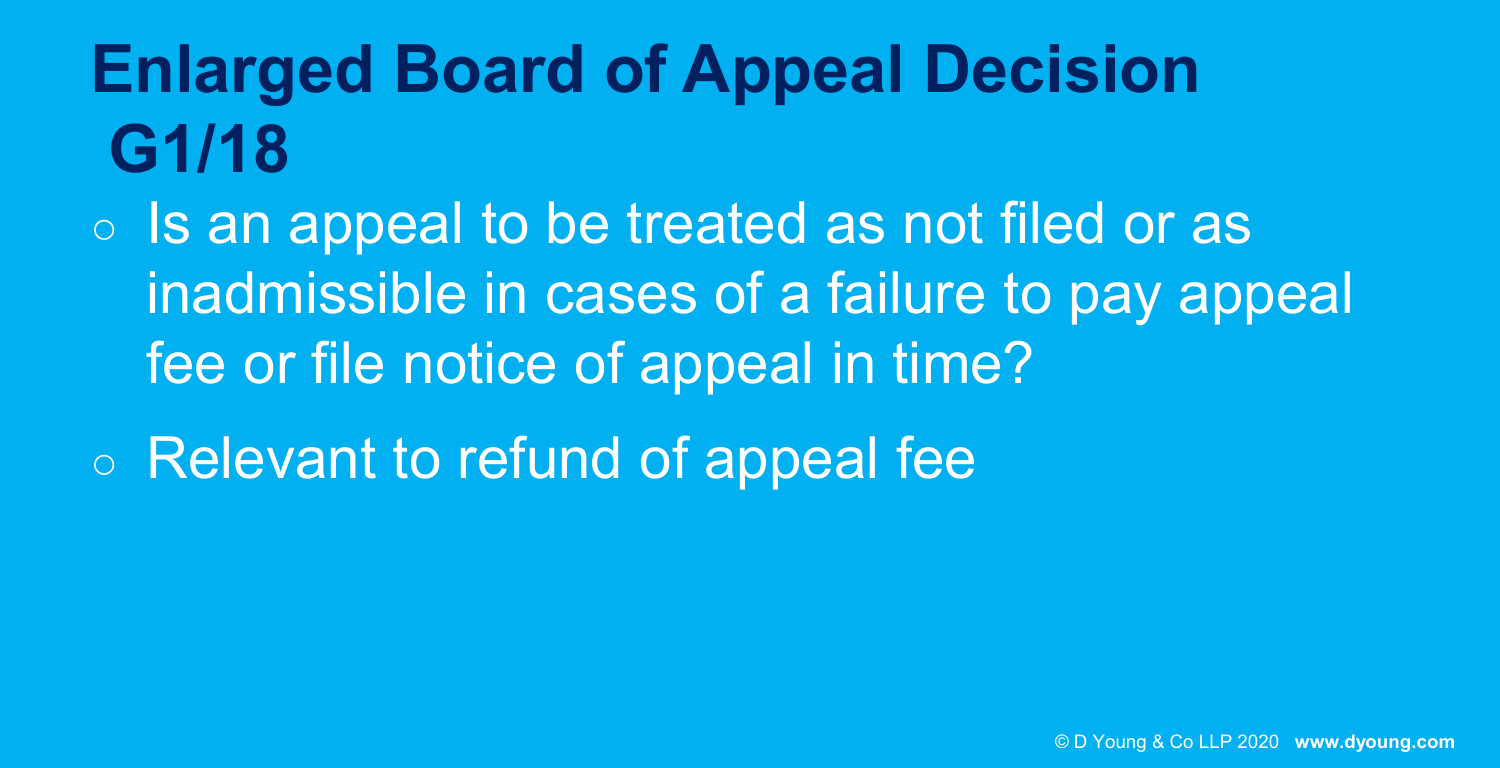# Enlarged Board of Appeal Decision G1/18

- Is an appeal to be treated as not filed or as inadmissible in cases of a failure to pay appeal fee or file notice of appeal in time?
- Relevant to refund of appeal fee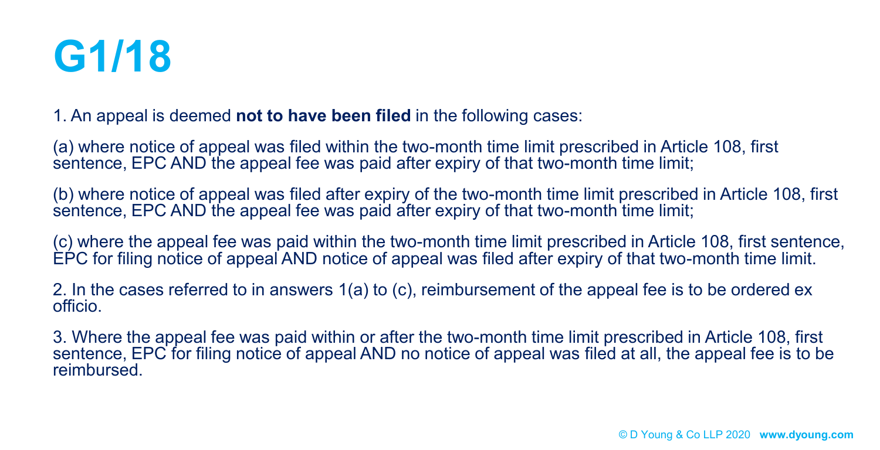# G1/18

1. An appeal is deemed **not to have been filed** in the following cases:

(a) where notice of appeal was filed within the two-month time limit prescribed in Article 108, first sentence, EPC AND the appeal fee was paid after expiry of that two-month time limit;

(b) where notice of appeal was filed after expiry of the two-month time limit prescribed in Article 108, first sentence, EPC AND the appeal fee was paid after expiry of that two-month time limit;

(c) where the appeal fee was paid within the two-month time limit prescribed in Article 108, first sentence, EPC for filing notice of appeal AND notice of appeal was filed after expiry of that two-month time limit.

2. In the cases referred to in answers 1(a) to (c), reimbursement of the appeal fee is to be ordered ex officio.

3. Where the appeal fee was paid within or after the two-month time limit prescribed in Article 108, first sentence, EPC for filing notice of appeal AND no notice of appeal was filed at all, the appeal fee is to be reimbursed.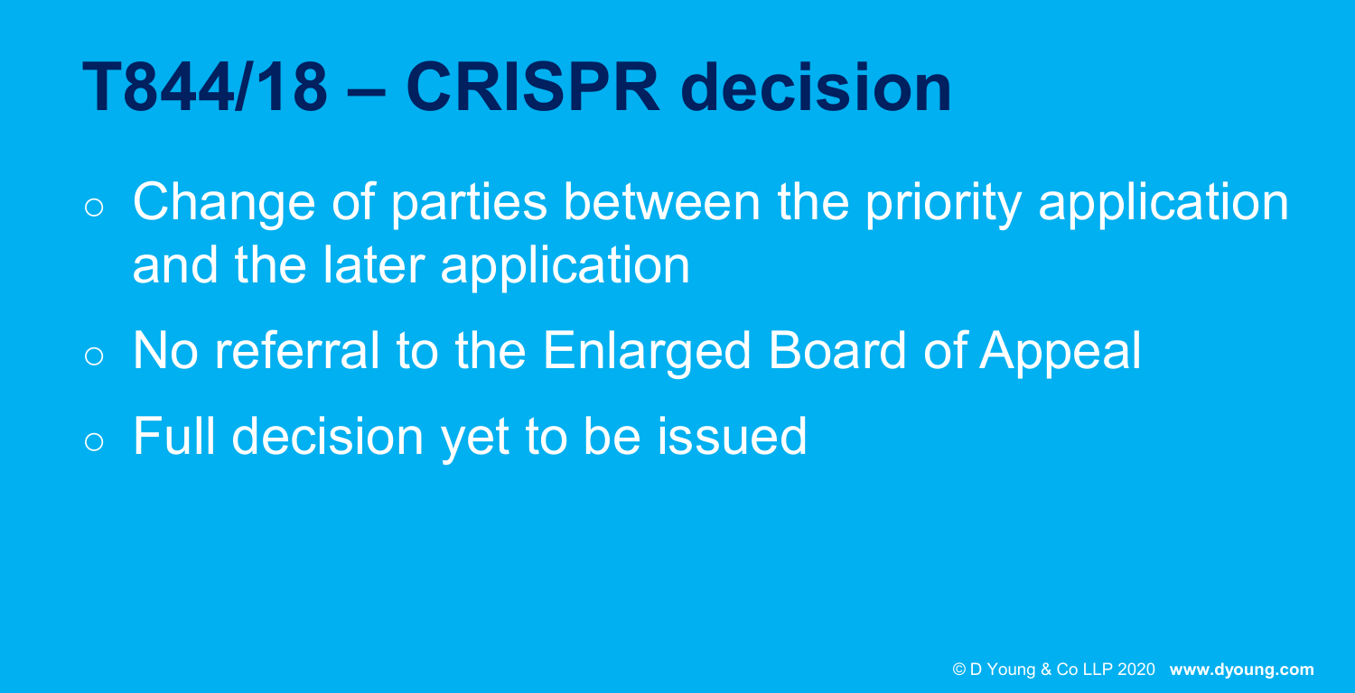# T844/18 – CRISPR decision

- Change of parties between the priority application and the later application
- No referral to the Enlarged Board of Appeal
- Full decision yet to be issued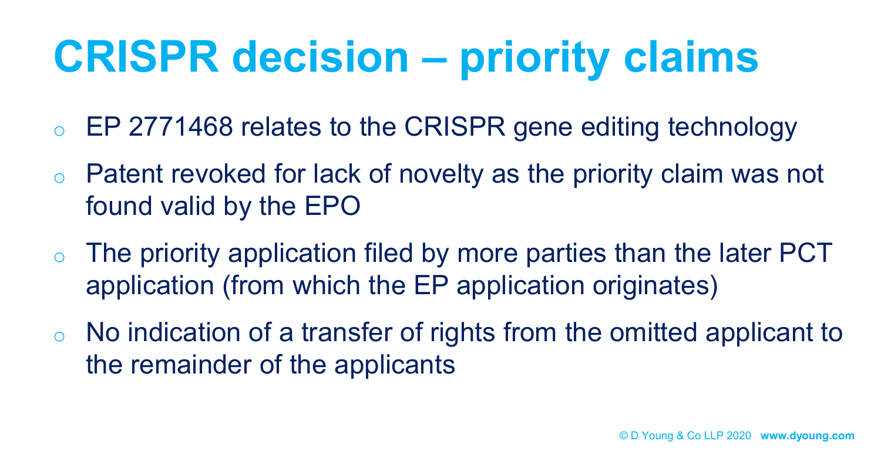# CRISPR decision – priority claims

- EP 2771468 relates to the CRISPR gene editing technology
- Patent revoked for lack of novelty as the priority claim was not found valid by the EPO
- The priority application filed by more parties than the later PCT application (from which the EP application originates)
- No indication of a transfer of rights from the omitted applicant to the remainder of the applicants

© D Young & Co LLP 2020 **www.dyoung.com**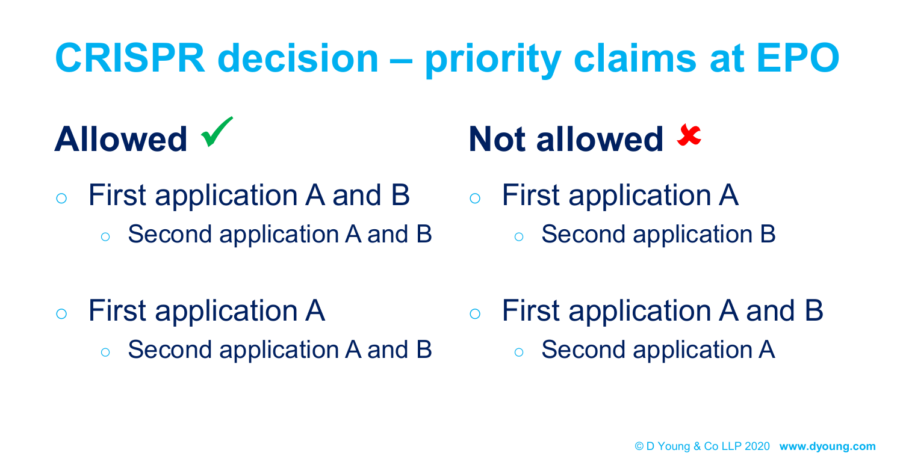# CRISPR decision – priority claims at EPO

## Allowed ✓

- First application A and B
  - Second application A and B

- First application A
  - Second application A and B

## Not allowed ✗

- First application A
  - Second application B

- First application A and B
  - Second application A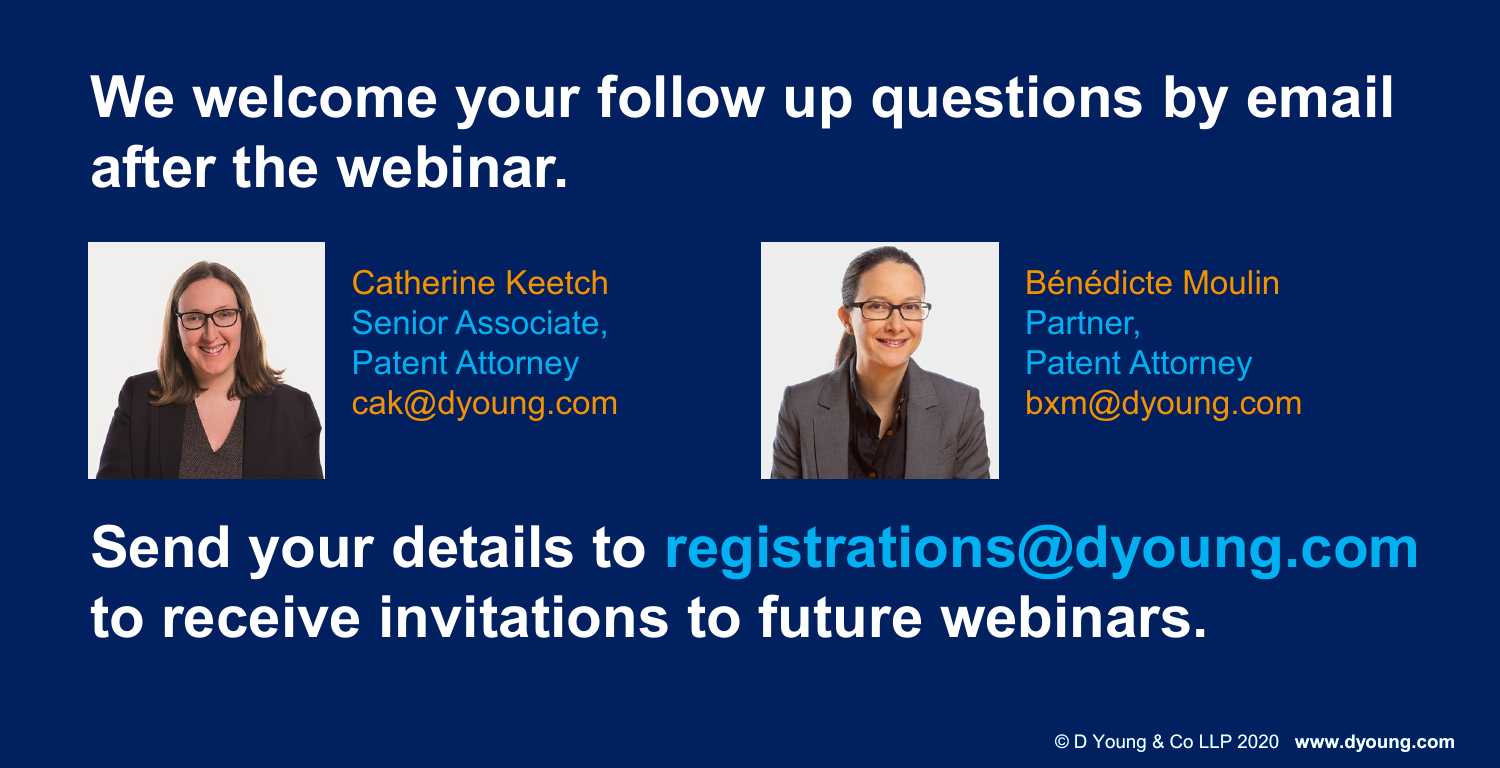# We welcome your follow up questions by email after the webinar.

Catherine Keetch
Senior Associate,
Patent Attorney
cak@dyoung.com

Bénédicte Moulin
Partner,
Patent Attorney
bxm@dyoung.com

## Send your details to registrations@dyoung.com to receive invitations to future webinars.

© D Young & Co LLP 2020 **www.dyoung.com**